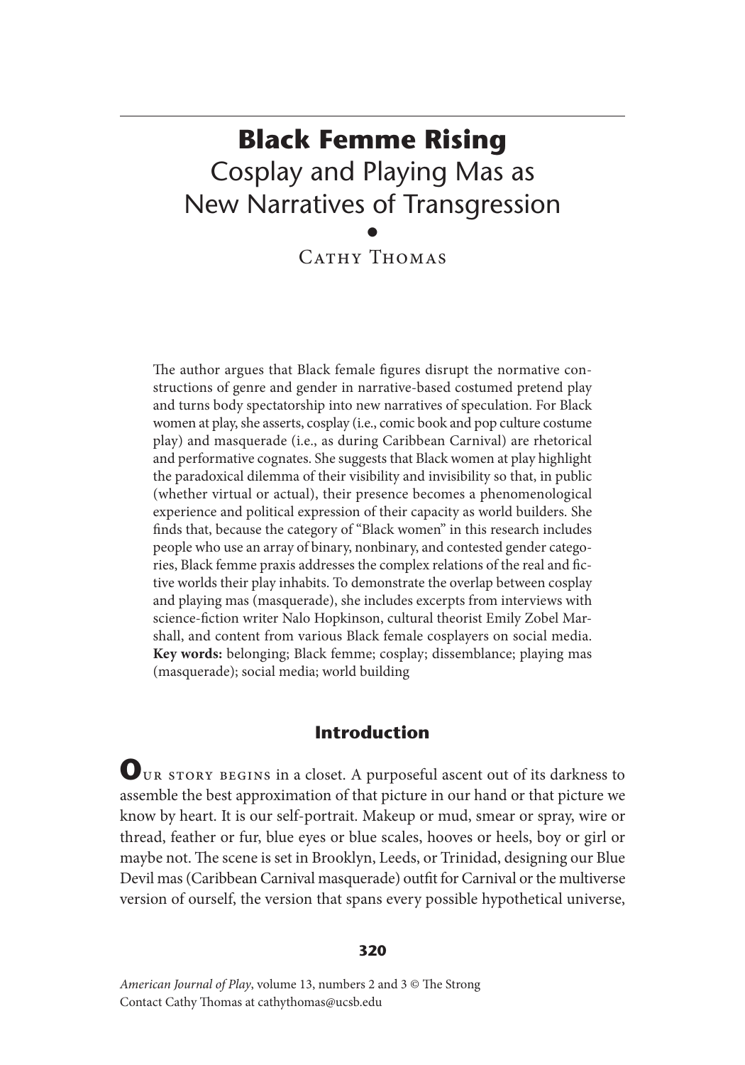# Black Femme Rising

## Cosplay and Playing Mas as New Narratives of Transgression

Cathy Thomas

The author argues that Black female figures disrupt the normative constructions of genre and gender in narrative-based costumed pretend play and turns body spectatorship into new narratives of speculation. For Black women at play, she asserts, cosplay (i.e., comic book and pop culture costume play) and masquerade (i.e., as during Caribbean Carnival) are rhetorical and performative cognates. She suggests that Black women at play highlight the paradoxical dilemma of their visibility and invisibility so that, in public (whether virtual or actual), their presence becomes a phenomenological experience and political expression of their capacity as world builders. She finds that, because the category of "Black women" in this research includes people who use an array of binary, nonbinary, and contested gender categories, Black femme praxis addresses the complex relations of the real and fictive worlds their play inhabits. To demonstrate the overlap between cosplay and playing mas (masquerade), she includes excerpts from interviews with science-fiction writer Nalo Hopkinson, cultural theorist Emily Zobel Marshall, and content from various Black female cosplayers on social media. **Key words:** belonging; Black femme; cosplay; dissemblance; playing mas (masquerade); social media; world building

## Introduction

**O**UR STORY BEGINS in a closet. A purposeful ascent out of its darkness to assemble the best approximation of that picture in our hand or that picture we know by heart. It is our self-portrait. Makeup or mud, smear or spray, wire or thread, feather or fur, blue eyes or blue scales, hooves or heels, boy or girl or maybe not. The scene is set in Brooklyn, Leeds, or Trinidad, designing our Blue Devil mas (Caribbean Carnival masquerade) outfit for Carnival or the multiverse version of ourself, the version that spans every possible hypothetical universe,

*American Journal of Play*, volume 13, numbers 2 and 3 © The Strong
Contact Cathy Thomas at cathythomas@ucsb.edu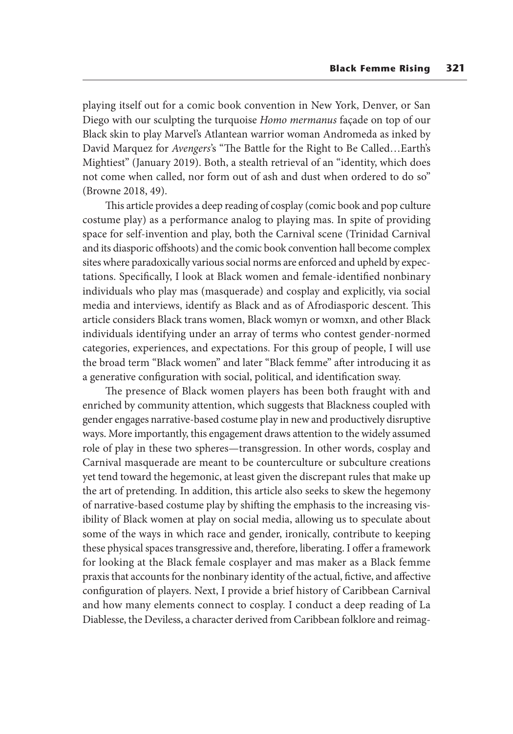playing itself out for a comic book convention in New York, Denver, or San Diego with our sculpting the turquoise *Homo mermanus* façade on top of our Black skin to play Marvel's Atlantean warrior woman Andromeda as inked by David Marquez for *Avengers*'s "The Battle for the Right to Be Called…Earth's Mightiest" (January 2019). Both, a stealth retrieval of an "identity, which does not come when called, nor form out of ash and dust when ordered to do so" (Browne 2018, 49).

This article provides a deep reading of cosplay (comic book and pop culture costume play) as a performance analog to playing mas. In spite of providing space for self-invention and play, both the Carnival scene (Trinidad Carnival and its diasporic offshoots) and the comic book convention hall become complex sites where paradoxically various social norms are enforced and upheld by expectations. Specifically, I look at Black women and female-identified nonbinary individuals who play mas (masquerade) and cosplay and explicitly, via social media and interviews, identify as Black and as of Afrodiasporic descent. This article considers Black trans women, Black womyn or womxn, and other Black individuals identifying under an array of terms who contest gender-normed categories, experiences, and expectations. For this group of people, I will use the broad term "Black women" and later "Black femme" after introducing it as a generative configuration with social, political, and identification sway.

The presence of Black women players has been both fraught with and enriched by community attention, which suggests that Blackness coupled with gender engages narrative-based costume play in new and productively disruptive ways. More importantly, this engagement draws attention to the widely assumed role of play in these two spheres—transgression. In other words, cosplay and Carnival masquerade are meant to be counterculture or subculture creations yet tend toward the hegemonic, at least given the discrepant rules that make up the art of pretending. In addition, this article also seeks to skew the hegemony of narrative-based costume play by shifting the emphasis to the increasing visibility of Black women at play on social media, allowing us to speculate about some of the ways in which race and gender, ironically, contribute to keeping these physical spaces transgressive and, therefore, liberating. I offer a framework for looking at the Black female cosplayer and mas maker as a Black femme praxis that accounts for the nonbinary identity of the actual, fictive, and affective configuration of players. Next, I provide a brief history of Caribbean Carnival and how many elements connect to cosplay. I conduct a deep reading of La Diablesse, the Deviless, a character derived from Caribbean folklore and reimag-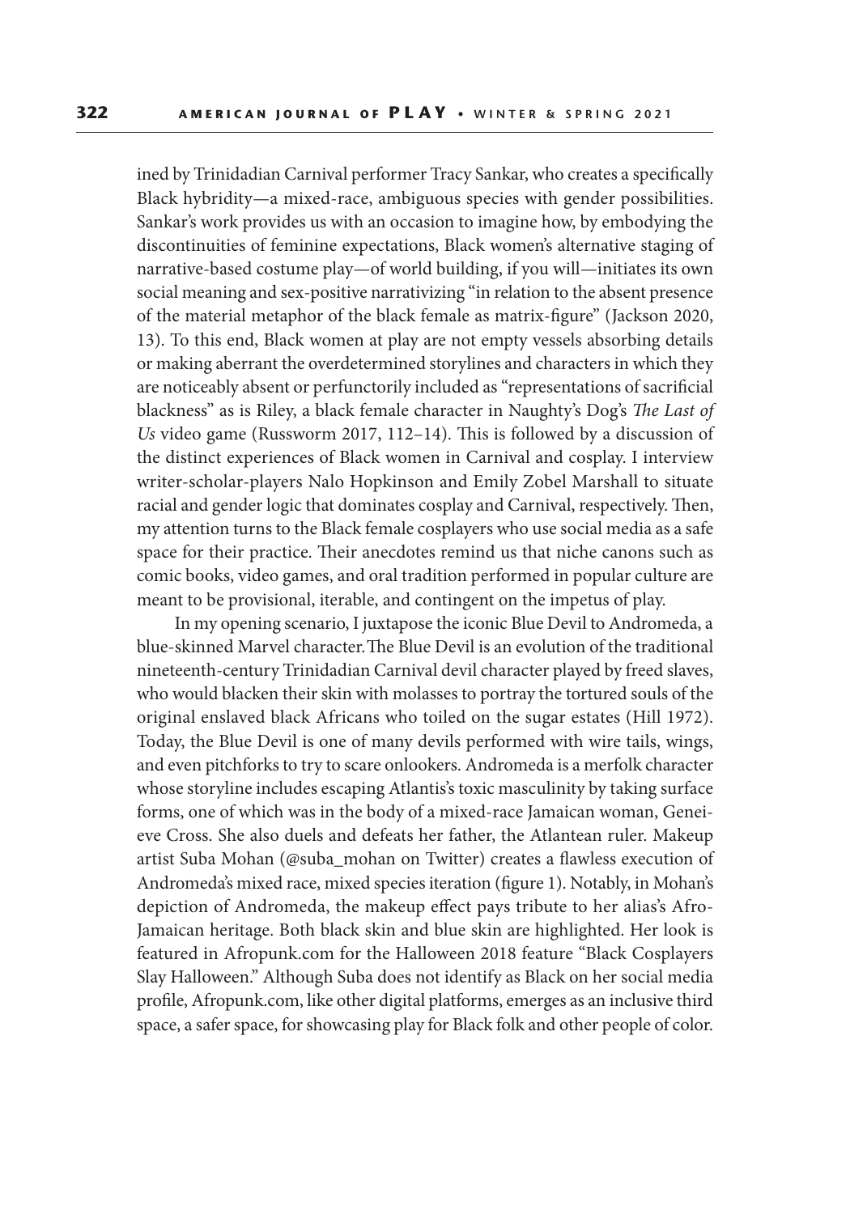ined by Trinidadian Carnival performer Tracy Sankar, who creates a specifically Black hybridity—a mixed-race, ambiguous species with gender possibilities. Sankar's work provides us with an occasion to imagine how, by embodying the discontinuities of feminine expectations, Black women's alternative staging of narrative-based costume play—of world building, if you will—initiates its own social meaning and sex-positive narrativizing "in relation to the absent presence of the material metaphor of the black female as matrix-figure" (Jackson 2020, 13). To this end, Black women at play are not empty vessels absorbing details or making aberrant the overdetermined storylines and characters in which they are noticeably absent or perfunctorily included as "representations of sacrificial blackness" as is Riley, a black female character in Naughty's Dog's *The Last of Us* video game (Russworm 2017, 112–14). This is followed by a discussion of the distinct experiences of Black women in Carnival and cosplay. I interview writer-scholar-players Nalo Hopkinson and Emily Zobel Marshall to situate racial and gender logic that dominates cosplay and Carnival, respectively. Then, my attention turns to the Black female cosplayers who use social media as a safe space for their practice. Their anecdotes remind us that niche canons such as comic books, video games, and oral tradition performed in popular culture are meant to be provisional, iterable, and contingent on the impetus of play.

In my opening scenario, I juxtapose the iconic Blue Devil to Andromeda, a blue-skinned Marvel character. The Blue Devil is an evolution of the traditional nineteenth-century Trinidadian Carnival devil character played by freed slaves, who would blacken their skin with molasses to portray the tortured souls of the original enslaved black Africans who toiled on the sugar estates (Hill 1972). Today, the Blue Devil is one of many devils performed with wire tails, wings, and even pitchforks to try to scare onlookers. Andromeda is a merfolk character whose storyline includes escaping Atlantis's toxic masculinity by taking surface forms, one of which was in the body of a mixed-race Jamaican woman, Geneieve Cross. She also duels and defeats her father, the Atlantean ruler. Makeup artist Suba Mohan (@suba_mohan on Twitter) creates a flawless execution of Andromeda's mixed race, mixed species iteration (figure 1). Notably, in Mohan's depiction of Andromeda, the makeup effect pays tribute to her alias's Afro-Jamaican heritage. Both black skin and blue skin are highlighted. Her look is featured in Afropunk.com for the Halloween 2018 feature "Black Cosplayers Slay Halloween." Although Suba does not identify as Black on her social media profile, Afropunk.com, like other digital platforms, emerges as an inclusive third space, a safer space, for showcasing play for Black folk and other people of color.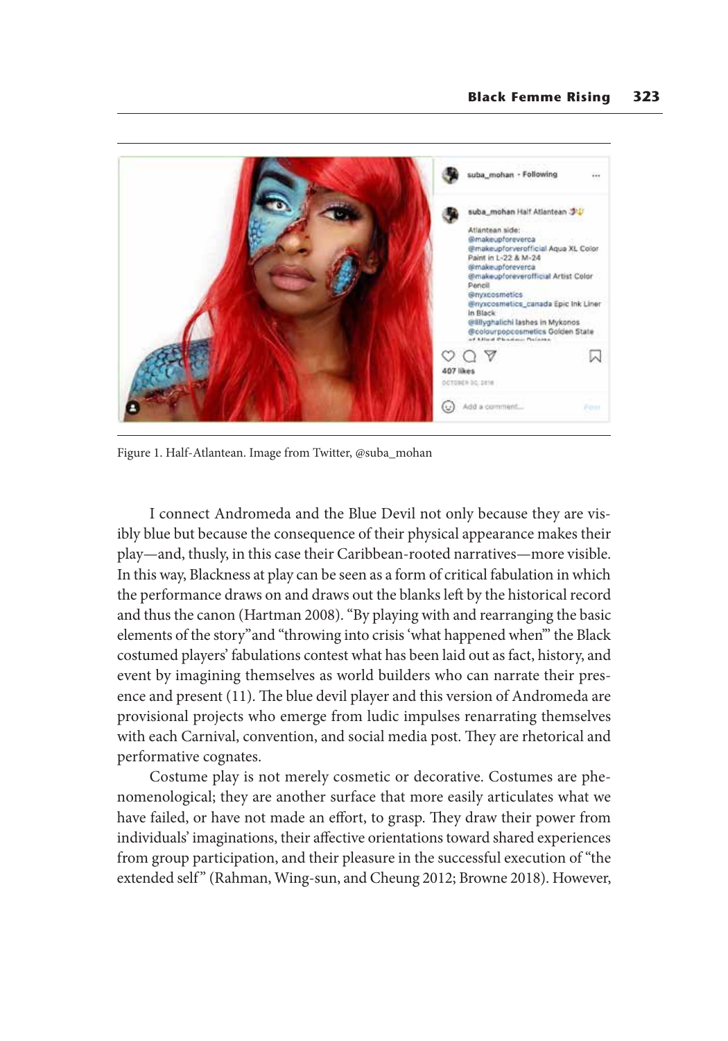Figure 1. Half-Atlantean. Image from Twitter, @suba_mohan

I connect Andromeda and the Blue Devil not only because they are visibly blue but because the consequence of their physical appearance makes their play—and, thusly, in this case their Caribbean-rooted narratives—more visible. In this way, Blackness at play can be seen as a form of critical fabulation in which the performance draws on and draws out the blanks left by the historical record and thus the canon (Hartman 2008). "By playing with and rearranging the basic elements of the story" and "throwing into crisis 'what happened when'" the Black costumed players' fabulations contest what has been laid out as fact, history, and event by imagining themselves as world builders who can narrate their presence and present (11). The blue devil player and this version of Andromeda are provisional projects who emerge from ludic impulses renarrating themselves with each Carnival, convention, and social media post. They are rhetorical and performative cognates.

Costume play is not merely cosmetic or decorative. Costumes are phenomenological; they are another surface that more easily articulates what we have failed, or have not made an effort, to grasp. They draw their power from individuals' imaginations, their affective orientations toward shared experiences from group participation, and their pleasure in the successful execution of "the extended self" (Rahman, Wing-sun, and Cheung 2012; Browne 2018). However,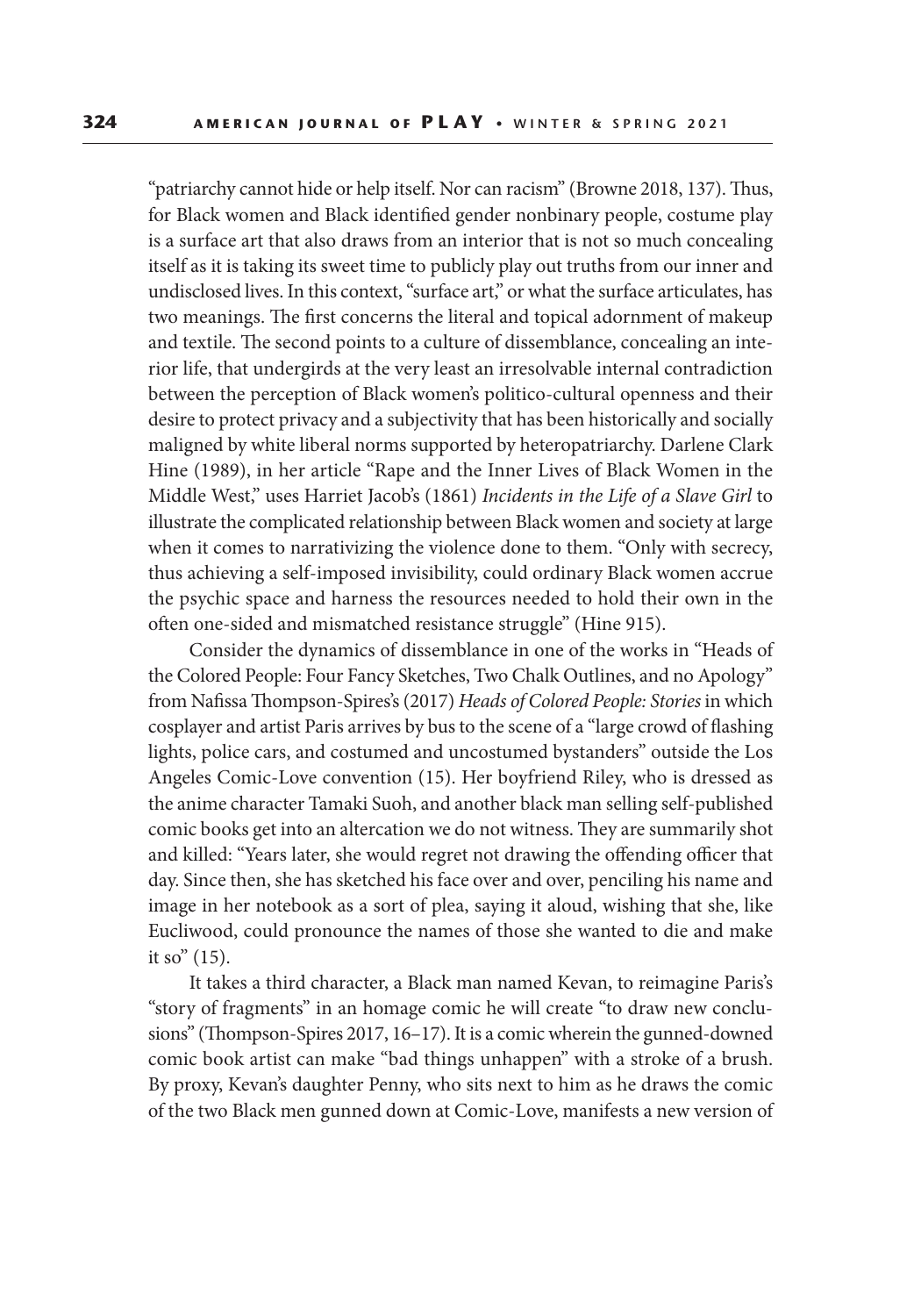"patriarchy cannot hide or help itself. Nor can racism" (Browne 2018, 137). Thus, for Black women and Black identified gender nonbinary people, costume play is a surface art that also draws from an interior that is not so much concealing itself as it is taking its sweet time to publicly play out truths from our inner and undisclosed lives. In this context, "surface art," or what the surface articulates, has two meanings. The first concerns the literal and topical adornment of makeup and textile. The second points to a culture of dissemblance, concealing an interior life, that undergirds at the very least an irresolvable internal contradiction between the perception of Black women's politico-cultural openness and their desire to protect privacy and a subjectivity that has been historically and socially maligned by white liberal norms supported by heteropatriarchy. Darlene Clark Hine (1989), in her article "Rape and the Inner Lives of Black Women in the Middle West," uses Harriet Jacob's (1861) *Incidents in the Life of a Slave Girl* to illustrate the complicated relationship between Black women and society at large when it comes to narrativizing the violence done to them. "Only with secrecy, thus achieving a self-imposed invisibility, could ordinary Black women accrue the psychic space and harness the resources needed to hold their own in the often one-sided and mismatched resistance struggle" (Hine 915).

Consider the dynamics of dissemblance in one of the works in "Heads of the Colored People: Four Fancy Sketches, Two Chalk Outlines, and no Apology" from Nafissa Thompson-Spires's (2017) *Heads of Colored People: Stories* in which cosplayer and artist Paris arrives by bus to the scene of a "large crowd of flashing lights, police cars, and costumed and uncostumed bystanders" outside the Los Angeles Comic-Love convention (15). Her boyfriend Riley, who is dressed as the anime character Tamaki Suoh, and another black man selling self-published comic books get into an altercation we do not witness. They are summarily shot and killed: "Years later, she would regret not drawing the offending officer that day. Since then, she has sketched his face over and over, penciling his name and image in her notebook as a sort of plea, saying it aloud, wishing that she, like Eucliwood, could pronounce the names of those she wanted to die and make it so" (15).

It takes a third character, a Black man named Kevan, to reimagine Paris's "story of fragments" in an homage comic he will create "to draw new conclusions" (Thompson-Spires 2017, 16–17). It is a comic wherein the gunned-downed comic book artist can make "bad things unhappen" with a stroke of a brush. By proxy, Kevan's daughter Penny, who sits next to him as he draws the comic of the two Black men gunned down at Comic-Love, manifests a new version of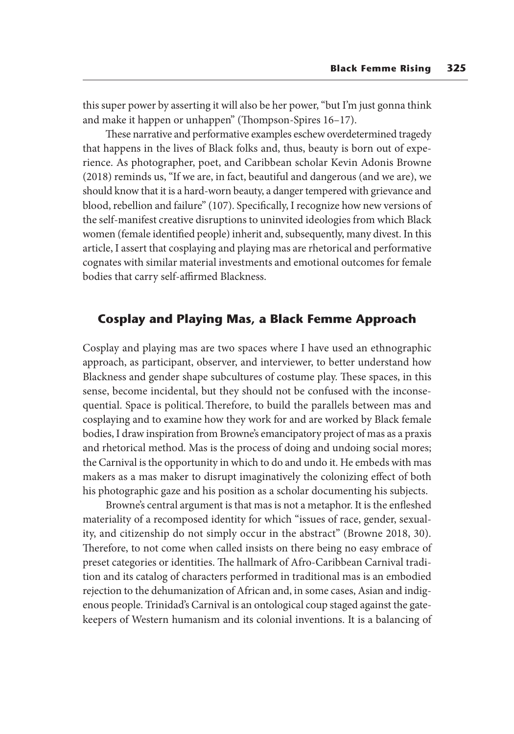this super power by asserting it will also be her power, "but I'm just gonna think and make it happen or unhappen" (Thompson-Spires 16–17).

These narrative and performative examples eschew overdetermined tragedy that happens in the lives of Black folks and, thus, beauty is born out of experience. As photographer, poet, and Caribbean scholar Kevin Adonis Browne (2018) reminds us, "If we are, in fact, beautiful and dangerous (and we are), we should know that it is a hard-worn beauty, a danger tempered with grievance and blood, rebellion and failure" (107). Specifically, I recognize how new versions of the self-manifest creative disruptions to uninvited ideologies from which Black women (female identified people) inherit and, subsequently, many divest. In this article, I assert that cosplaying and playing mas are rhetorical and performative cognates with similar material investments and emotional outcomes for female bodies that carry self-affirmed Blackness.

## Cosplay and Playing Mas, a Black Femme Approach

Cosplay and playing mas are two spaces where I have used an ethnographic approach, as participant, observer, and interviewer, to better understand how Blackness and gender shape subcultures of costume play. These spaces, in this sense, become incidental, but they should not be confused with the inconsequential. Space is political. Therefore, to build the parallels between mas and cosplaying and to examine how they work for and are worked by Black female bodies, I draw inspiration from Browne's emancipatory project of mas as a praxis and rhetorical method. Mas is the process of doing and undoing social mores; the Carnival is the opportunity in which to do and undo it. He embeds with mas makers as a mas maker to disrupt imaginatively the colonizing effect of both his photographic gaze and his position as a scholar documenting his subjects.

Browne's central argument is that mas is not a metaphor. It is the enfleshed materiality of a recomposed identity for which "issues of race, gender, sexuality, and citizenship do not simply occur in the abstract" (Browne 2018, 30). Therefore, to not come when called insists on there being no easy embrace of preset categories or identities. The hallmark of Afro-Caribbean Carnival tradition and its catalog of characters performed in traditional mas is an embodied rejection to the dehumanization of African and, in some cases, Asian and indigenous people. Trinidad's Carnival is an ontological coup staged against the gatekeepers of Western humanism and its colonial inventions. It is a balancing of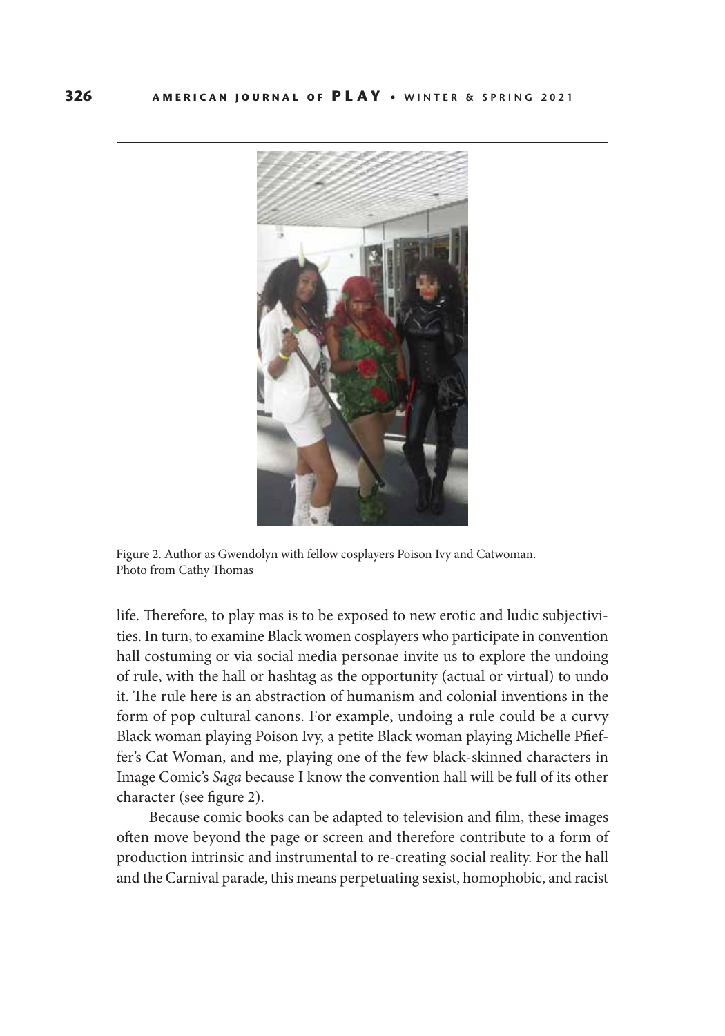Figure 2. Author as Gwendolyn with fellow cosplayers Poison Ivy and Catwoman. Photo from Cathy Thomas

life. Therefore, to play mas is to be exposed to new erotic and ludic subjectivities. In turn, to examine Black women cosplayers who participate in convention hall costuming or via social media personae invite us to explore the undoing of rule, with the hall or hashtag as the opportunity (actual or virtual) to undo it. The rule here is an abstraction of humanism and colonial inventions in the form of pop cultural canons. For example, undoing a rule could be a curvy Black woman playing Poison Ivy, a petite Black woman playing Michelle Pfieffer's Cat Woman, and me, playing one of the few black-skinned characters in Image Comic's *Saga* because I know the convention hall will be full of its other character (see figure 2).

Because comic books can be adapted to television and film, these images often move beyond the page or screen and therefore contribute to a form of production intrinsic and instrumental to re-creating social reality. For the hall and the Carnival parade, this means perpetuating sexist, homophobic, and racist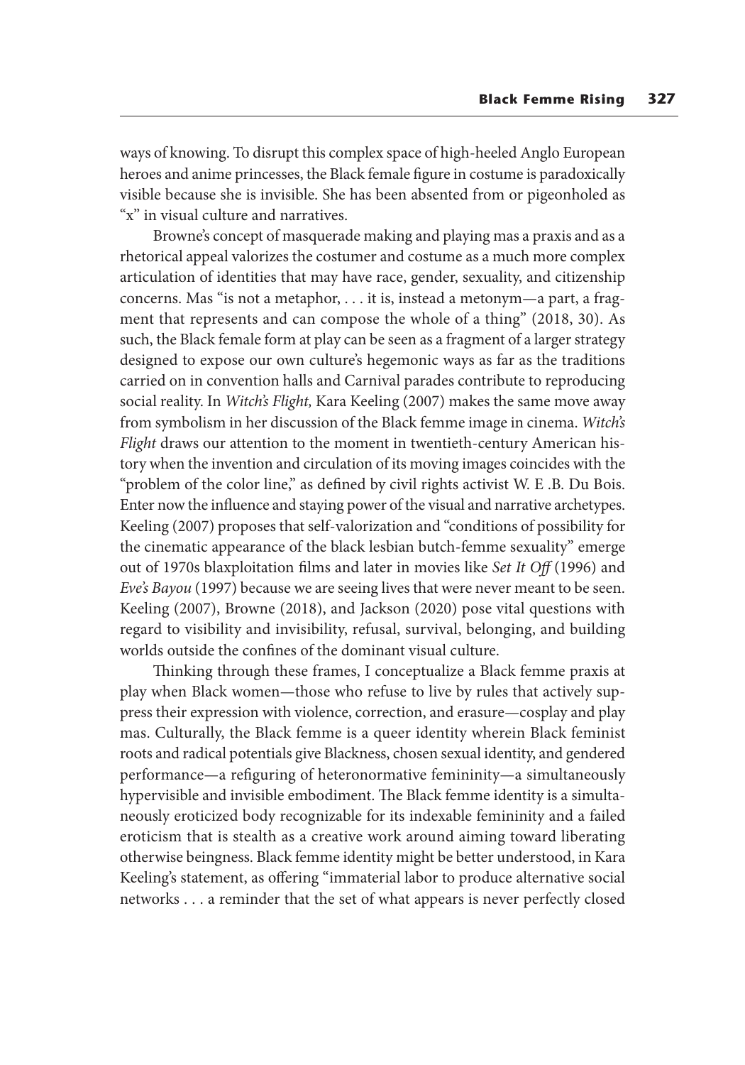ways of knowing. To disrupt this complex space of high-heeled Anglo European heroes and anime princesses, the Black female figure in costume is paradoxically visible because she is invisible. She has been absented from or pigeonholed as "x" in visual culture and narratives.

Browne's concept of masquerade making and playing mas a praxis and as a rhetorical appeal valorizes the costumer and costume as a much more complex articulation of identities that may have race, gender, sexuality, and citizenship concerns. Mas "is not a metaphor, . . . it is, instead a metonym—a part, a fragment that represents and can compose the whole of a thing" (2018, 30). As such, the Black female form at play can be seen as a fragment of a larger strategy designed to expose our own culture's hegemonic ways as far as the traditions carried on in convention halls and Carnival parades contribute to reproducing social reality. In *Witch's Flight,* Kara Keeling (2007) makes the same move away from symbolism in her discussion of the Black femme image in cinema. *Witch's Flight* draws our attention to the moment in twentieth-century American history when the invention and circulation of its moving images coincides with the "problem of the color line," as defined by civil rights activist W. E .B. Du Bois. Enter now the influence and staying power of the visual and narrative archetypes. Keeling (2007) proposes that self-valorization and "conditions of possibility for the cinematic appearance of the black lesbian butch-femme sexuality" emerge out of 1970s blaxploitation films and later in movies like *Set It Off* (1996) and *Eve's Bayou* (1997) because we are seeing lives that were never meant to be seen. Keeling (2007), Browne (2018), and Jackson (2020) pose vital questions with regard to visibility and invisibility, refusal, survival, belonging, and building worlds outside the confines of the dominant visual culture.

Thinking through these frames, I conceptualize a Black femme praxis at play when Black women—those who refuse to live by rules that actively suppress their expression with violence, correction, and erasure—cosplay and play mas. Culturally, the Black femme is a queer identity wherein Black feminist roots and radical potentials give Blackness, chosen sexual identity, and gendered performance—a refiguring of heteronormative femininity—a simultaneously hypervisible and invisible embodiment. The Black femme identity is a simultaneously eroticized body recognizable for its indexable femininity and a failed eroticism that is stealth as a creative work around aiming toward liberating otherwise beingness. Black femme identity might be better understood, in Kara Keeling's statement, as offering "immaterial labor to produce alternative social networks . . . a reminder that the set of what appears is never perfectly closed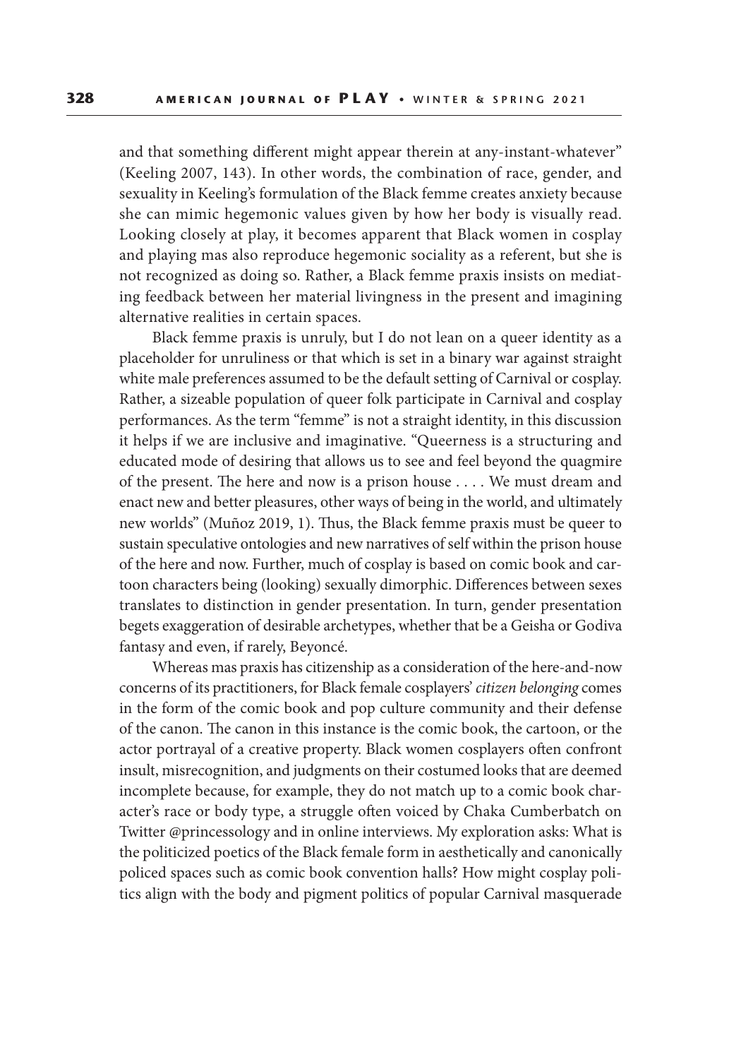and that something different might appear therein at any-instant-whatever" (Keeling 2007, 143). In other words, the combination of race, gender, and sexuality in Keeling's formulation of the Black femme creates anxiety because she can mimic hegemonic values given by how her body is visually read. Looking closely at play, it becomes apparent that Black women in cosplay and playing mas also reproduce hegemonic sociality as a referent, but she is not recognized as doing so. Rather, a Black femme praxis insists on mediating feedback between her material livingness in the present and imagining alternative realities in certain spaces.

Black femme praxis is unruly, but I do not lean on a queer identity as a placeholder for unruliness or that which is set in a binary war against straight white male preferences assumed to be the default setting of Carnival or cosplay. Rather, a sizeable population of queer folk participate in Carnival and cosplay performances. As the term "femme" is not a straight identity, in this discussion it helps if we are inclusive and imaginative. "Queerness is a structuring and educated mode of desiring that allows us to see and feel beyond the quagmire of the present. The here and now is a prison house . . . . We must dream and enact new and better pleasures, other ways of being in the world, and ultimately new worlds" (Muñoz 2019, 1). Thus, the Black femme praxis must be queer to sustain speculative ontologies and new narratives of self within the prison house of the here and now. Further, much of cosplay is based on comic book and cartoon characters being (looking) sexually dimorphic. Differences between sexes translates to distinction in gender presentation. In turn, gender presentation begets exaggeration of desirable archetypes, whether that be a Geisha or Godiva fantasy and even, if rarely, Beyoncé.

Whereas mas praxis has citizenship as a consideration of the here-and-now concerns of its practitioners, for Black female cosplayers' *citizen belonging* comes in the form of the comic book and pop culture community and their defense of the canon. The canon in this instance is the comic book, the cartoon, or the actor portrayal of a creative property. Black women cosplayers often confront insult, misrecognition, and judgments on their costumed looks that are deemed incomplete because, for example, they do not match up to a comic book character's race or body type, a struggle often voiced by Chaka Cumberbatch on Twitter @princessology and in online interviews. My exploration asks: What is the politicized poetics of the Black female form in aesthetically and canonically policed spaces such as comic book convention halls? How might cosplay politics align with the body and pigment politics of popular Carnival masquerade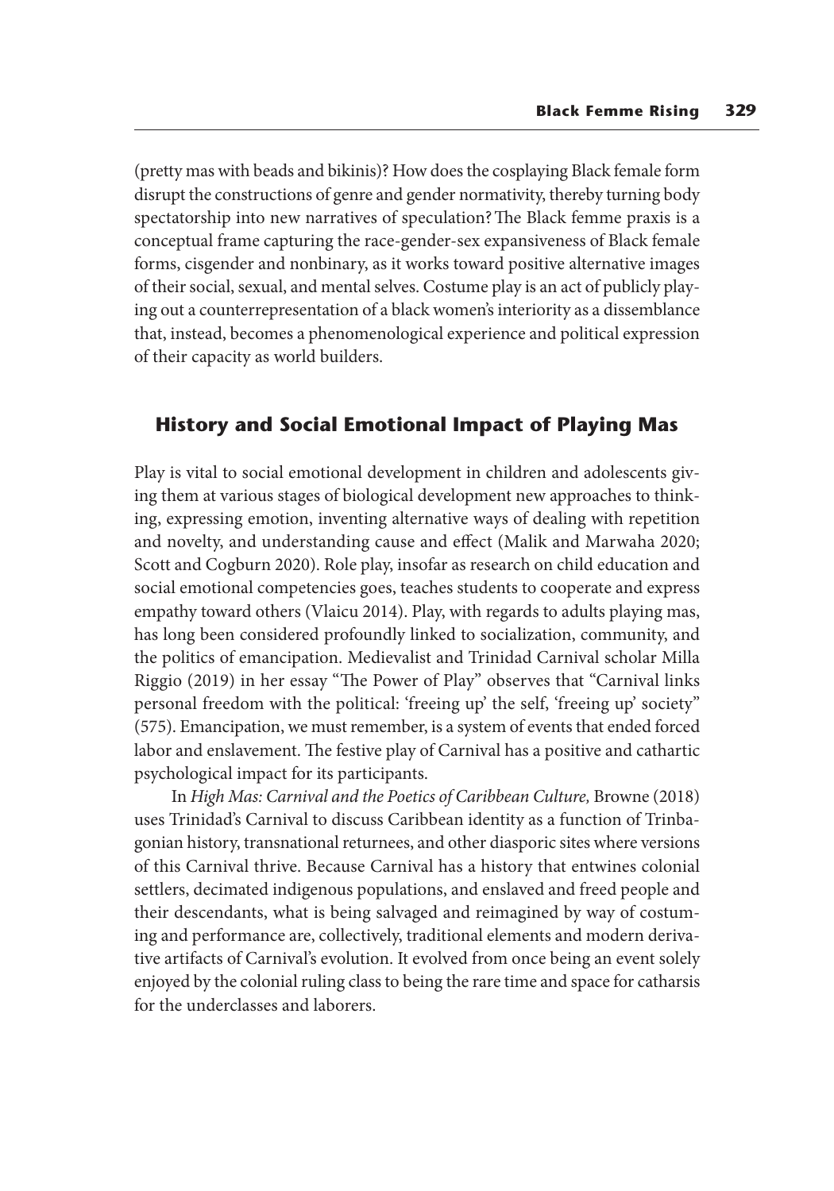(pretty mas with beads and bikinis)? How does the cosplaying Black female form disrupt the constructions of genre and gender normativity, thereby turning body spectatorship into new narratives of speculation? The Black femme praxis is a conceptual frame capturing the race-gender-sex expansiveness of Black female forms, cisgender and nonbinary, as it works toward positive alternative images of their social, sexual, and mental selves. Costume play is an act of publicly playing out a counterrepresentation of a black women's interiority as a dissemblance that, instead, becomes a phenomenological experience and political expression of their capacity as world builders.

## History and Social Emotional Impact of Playing Mas

Play is vital to social emotional development in children and adolescents giving them at various stages of biological development new approaches to thinking, expressing emotion, inventing alternative ways of dealing with repetition and novelty, and understanding cause and effect (Malik and Marwaha 2020; Scott and Cogburn 2020). Role play, insofar as research on child education and social emotional competencies goes, teaches students to cooperate and express empathy toward others (Vlaicu 2014). Play, with regards to adults playing mas, has long been considered profoundly linked to socialization, community, and the politics of emancipation. Medievalist and Trinidad Carnival scholar Milla Riggio (2019) in her essay "The Power of Play" observes that "Carnival links personal freedom with the political: 'freeing up' the self, 'freeing up' society" (575). Emancipation, we must remember, is a system of events that ended forced labor and enslavement. The festive play of Carnival has a positive and cathartic psychological impact for its participants.

In *High Mas: Carnival and the Poetics of Caribbean Culture,* Browne (2018) uses Trinidad's Carnival to discuss Caribbean identity as a function of Trinbagonian history, transnational returnees, and other diasporic sites where versions of this Carnival thrive. Because Carnival has a history that entwines colonial settlers, decimated indigenous populations, and enslaved and freed people and their descendants, what is being salvaged and reimagined by way of costuming and performance are, collectively, traditional elements and modern derivative artifacts of Carnival's evolution. It evolved from once being an event solely enjoyed by the colonial ruling class to being the rare time and space for catharsis for the underclasses and laborers.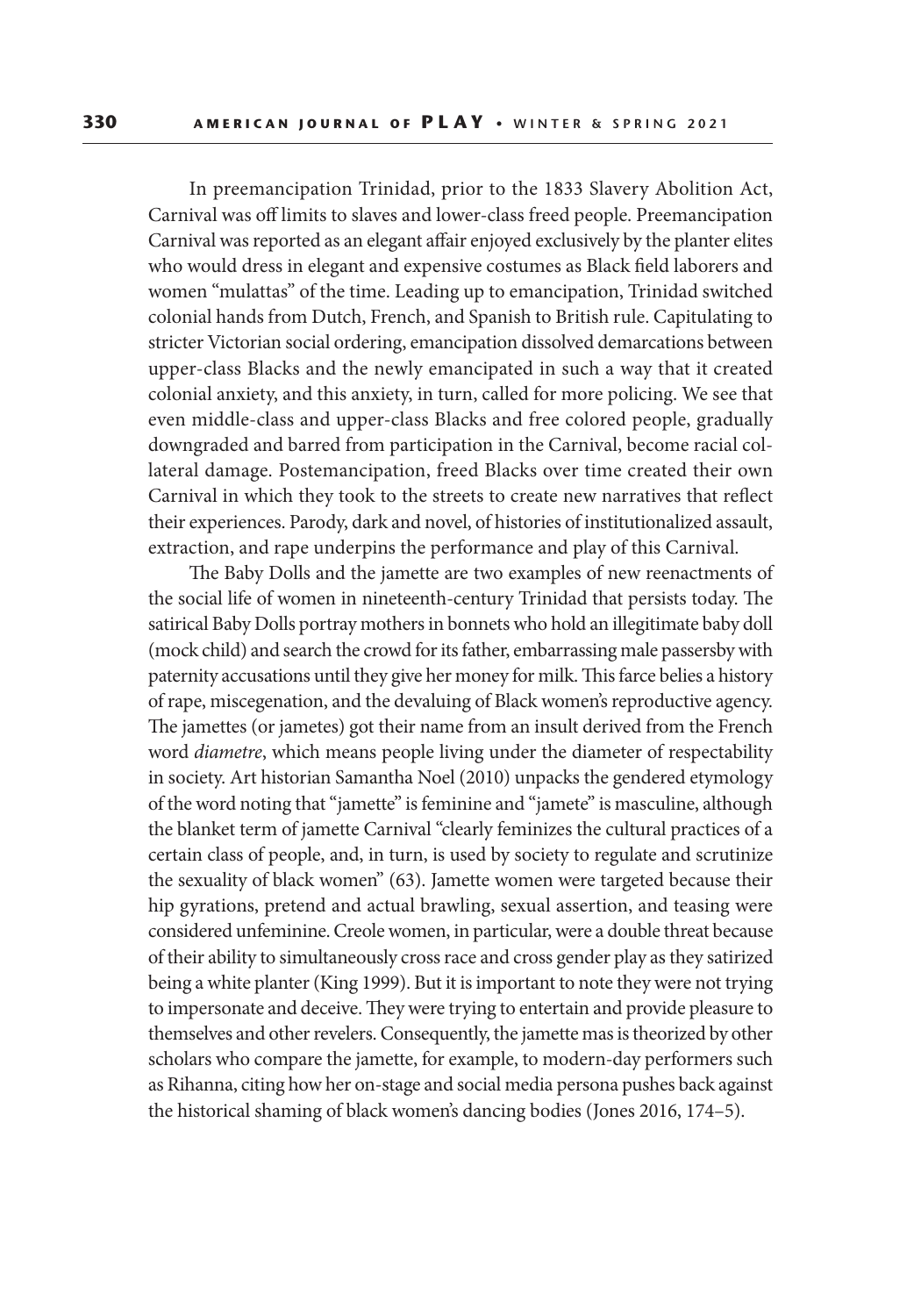In preemancipation Trinidad, prior to the 1833 Slavery Abolition Act, Carnival was off limits to slaves and lower-class freed people. Preemancipation Carnival was reported as an elegant affair enjoyed exclusively by the planter elites who would dress in elegant and expensive costumes as Black field laborers and women "mulattas" of the time. Leading up to emancipation, Trinidad switched colonial hands from Dutch, French, and Spanish to British rule. Capitulating to stricter Victorian social ordering, emancipation dissolved demarcations between upper-class Blacks and the newly emancipated in such a way that it created colonial anxiety, and this anxiety, in turn, called for more policing. We see that even middle-class and upper-class Blacks and free colored people, gradually downgraded and barred from participation in the Carnival, become racial collateral damage. Postemancipation, freed Blacks over time created their own Carnival in which they took to the streets to create new narratives that reflect their experiences. Parody, dark and novel, of histories of institutionalized assault, extraction, and rape underpins the performance and play of this Carnival.

The Baby Dolls and the jamette are two examples of new reenactments of the social life of women in nineteenth-century Trinidad that persists today. The satirical Baby Dolls portray mothers in bonnets who hold an illegitimate baby doll (mock child) and search the crowd for its father, embarrassing male passersby with paternity accusations until they give her money for milk. This farce belies a history of rape, miscegenation, and the devaluing of Black women's reproductive agency. The jamettes (or jametes) got their name from an insult derived from the French word *diametre*, which means people living under the diameter of respectability in society. Art historian Samantha Noel (2010) unpacks the gendered etymology of the word noting that "jamette" is feminine and "jamete" is masculine, although the blanket term of jamette Carnival "clearly feminizes the cultural practices of a certain class of people, and, in turn, is used by society to regulate and scrutinize the sexuality of black women" (63). Jamette women were targeted because their hip gyrations, pretend and actual brawling, sexual assertion, and teasing were considered unfeminine. Creole women, in particular, were a double threat because of their ability to simultaneously cross race and cross gender play as they satirized being a white planter (King 1999). But it is important to note they were not trying to impersonate and deceive. They were trying to entertain and provide pleasure to themselves and other revelers. Consequently, the jamette mas is theorized by other scholars who compare the jamette, for example, to modern-day performers such as Rihanna, citing how her on-stage and social media persona pushes back against the historical shaming of black women's dancing bodies (Jones 2016, 174–5).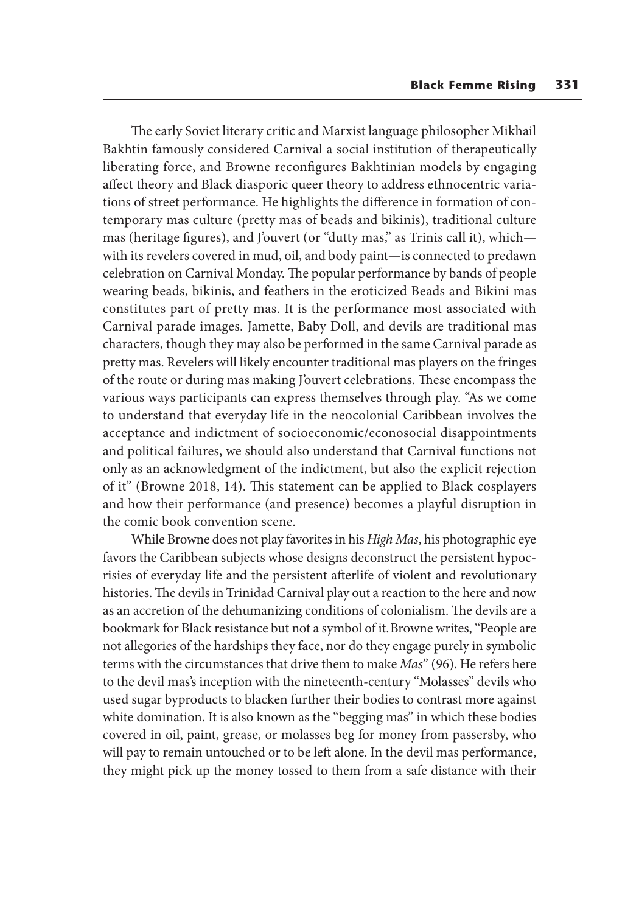The early Soviet literary critic and Marxist language philosopher Mikhail Bakhtin famously considered Carnival a social institution of therapeutically liberating force, and Browne reconfigures Bakhtinian models by engaging affect theory and Black diasporic queer theory to address ethnocentric variations of street performance. He highlights the difference in formation of contemporary mas culture (pretty mas of beads and bikinis), traditional culture mas (heritage figures), and J'ouvert (or "dutty mas," as Trinis call it), which—with its revelers covered in mud, oil, and body paint—is connected to predawn celebration on Carnival Monday. The popular performance by bands of people wearing beads, bikinis, and feathers in the eroticized Beads and Bikini mas constitutes part of pretty mas. It is the performance most associated with Carnival parade images. Jamette, Baby Doll, and devils are traditional mas characters, though they may also be performed in the same Carnival parade as pretty mas. Revelers will likely encounter traditional mas players on the fringes of the route or during mas making J'ouvert celebrations. These encompass the various ways participants can express themselves through play. "As we come to understand that everyday life in the neocolonial Caribbean involves the acceptance and indictment of socioeconomic/econosocial disappointments and political failures, we should also understand that Carnival functions not only as an acknowledgment of the indictment, but also the explicit rejection of it" (Browne 2018, 14). This statement can be applied to Black cosplayers and how their performance (and presence) becomes a playful disruption in the comic book convention scene.

While Browne does not play favorites in his *High Mas*, his photographic eye favors the Caribbean subjects whose designs deconstruct the persistent hypocrisies of everyday life and the persistent afterlife of violent and revolutionary histories. The devils in Trinidad Carnival play out a reaction to the here and now as an accretion of the dehumanizing conditions of colonialism. The devils are a bookmark for Black resistance but not a symbol of it. Browne writes, "People are not allegories of the hardships they face, nor do they engage purely in symbolic terms with the circumstances that drive them to make *Mas*" (96). He refers here to the devil mas's inception with the nineteenth-century "Molasses" devils who used sugar byproducts to blacken further their bodies to contrast more against white domination. It is also known as the "begging mas" in which these bodies covered in oil, paint, grease, or molasses beg for money from passersby, who will pay to remain untouched or to be left alone. In the devil mas performance, they might pick up the money tossed to them from a safe distance with their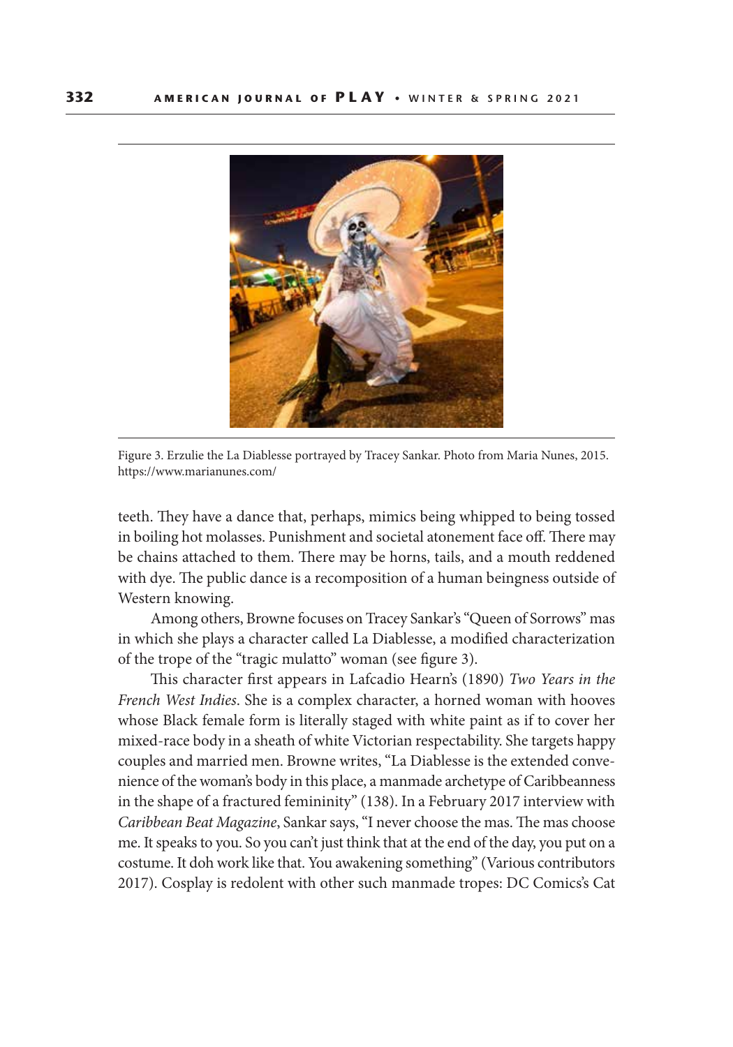Figure 3. Erzulie the La Diablesse portrayed by Tracey Sankar. Photo from Maria Nunes, 2015. https://www.marianunes.com/

teeth. They have a dance that, perhaps, mimics being whipped to being tossed in boiling hot molasses. Punishment and societal atonement face off. There may be chains attached to them. There may be horns, tails, and a mouth reddened with dye. The public dance is a recomposition of a human beingness outside of Western knowing.

Among others, Browne focuses on Tracey Sankar's "Queen of Sorrows" mas in which she plays a character called La Diablesse, a modified characterization of the trope of the "tragic mulatto" woman (see figure 3).

This character first appears in Lafcadio Hearn's (1890) *Two Years in the French West Indies*. She is a complex character, a horned woman with hooves whose Black female form is literally staged with white paint as if to cover her mixed-race body in a sheath of white Victorian respectability. She targets happy couples and married men. Browne writes, "La Diablesse is the extended convenience of the woman's body in this place, a manmade archetype of Caribbeanness in the shape of a fractured femininity" (138). In a February 2017 interview with *Caribbean Beat Magazine*, Sankar says, "I never choose the mas. The mas choose me. It speaks to you. So you can't just think that at the end of the day, you put on a costume. It doh work like that. You awakening something" (Various contributors 2017). Cosplay is redolent with other such manmade tropes: DC Comics's Cat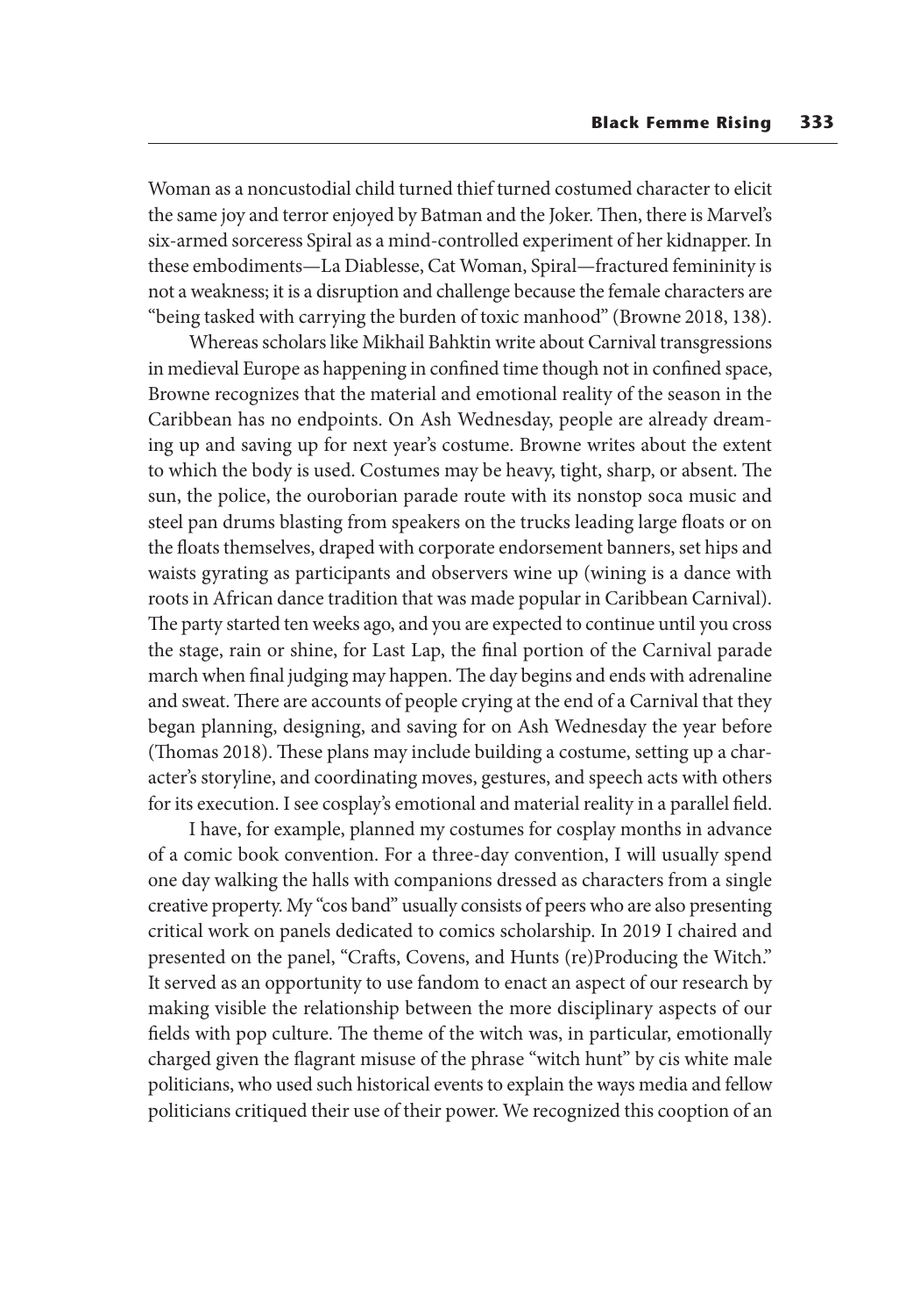Woman as a noncustodial child turned thief turned costumed character to elicit the same joy and terror enjoyed by Batman and the Joker. Then, there is Marvel's six-armed sorceress Spiral as a mind-controlled experiment of her kidnapper. In these embodiments—La Diablesse, Cat Woman, Spiral—fractured femininity is not a weakness; it is a disruption and challenge because the female characters are "being tasked with carrying the burden of toxic manhood" (Browne 2018, 138).

Whereas scholars like Mikhail Bahktin write about Carnival transgressions in medieval Europe as happening in confined time though not in confined space, Browne recognizes that the material and emotional reality of the season in the Caribbean has no endpoints. On Ash Wednesday, people are already dreaming up and saving up for next year's costume. Browne writes about the extent to which the body is used. Costumes may be heavy, tight, sharp, or absent. The sun, the police, the ouroborian parade route with its nonstop soca music and steel pan drums blasting from speakers on the trucks leading large floats or on the floats themselves, draped with corporate endorsement banners, set hips and waists gyrating as participants and observers wine up (wining is a dance with roots in African dance tradition that was made popular in Caribbean Carnival). The party started ten weeks ago, and you are expected to continue until you cross the stage, rain or shine, for Last Lap, the final portion of the Carnival parade march when final judging may happen. The day begins and ends with adrenaline and sweat. There are accounts of people crying at the end of a Carnival that they began planning, designing, and saving for on Ash Wednesday the year before (Thomas 2018). These plans may include building a costume, setting up a character's storyline, and coordinating moves, gestures, and speech acts with others for its execution. I see cosplay's emotional and material reality in a parallel field.

I have, for example, planned my costumes for cosplay months in advance of a comic book convention. For a three-day convention, I will usually spend one day walking the halls with companions dressed as characters from a single creative property. My "cos band" usually consists of peers who are also presenting critical work on panels dedicated to comics scholarship. In 2019 I chaired and presented on the panel, "Crafts, Covens, and Hunts (re)Producing the Witch." It served as an opportunity to use fandom to enact an aspect of our research by making visible the relationship between the more disciplinary aspects of our fields with pop culture. The theme of the witch was, in particular, emotionally charged given the flagrant misuse of the phrase "witch hunt" by cis white male politicians, who used such historical events to explain the ways media and fellow politicians critiqued their use of their power. We recognized this cooption of an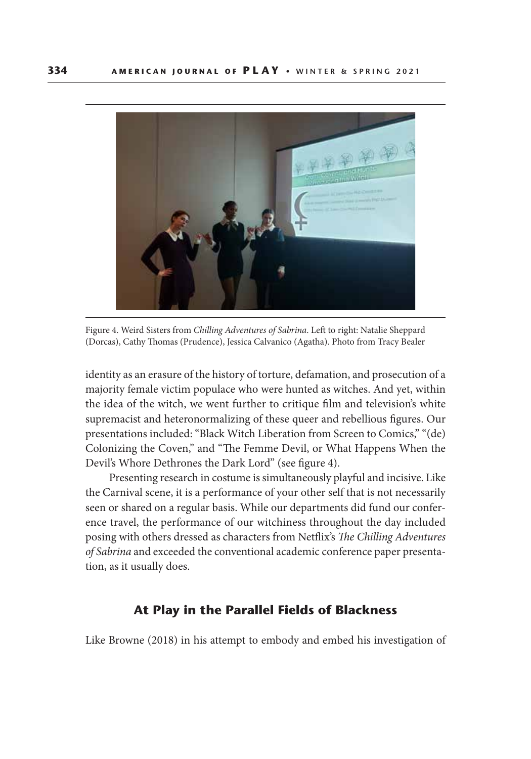Figure 4. Weird Sisters from *Chilling Adventures of Sabrina*. Left to right: Natalie Sheppard (Dorcas), Cathy Thomas (Prudence), Jessica Calvanico (Agatha). Photo from Tracy Bealer

identity as an erasure of the history of torture, defamation, and prosecution of a majority female victim populace who were hunted as witches. And yet, within the idea of the witch, we went further to critique film and television's white supremacist and heteronormalizing of these queer and rebellious figures. Our presentations included: "Black Witch Liberation from Screen to Comics," "(de) Colonizing the Coven," and "The Femme Devil, or What Happens When the Devil's Whore Dethrones the Dark Lord" (see figure 4).

Presenting research in costume is simultaneously playful and incisive. Like the Carnival scene, it is a performance of your other self that is not necessarily seen or shared on a regular basis. While our departments did fund our conference travel, the performance of our witchiness throughout the day included posing with others dressed as characters from Netflix's *The Chilling Adventures of Sabrina* and exceeded the conventional academic conference paper presentation, as it usually does.

## At Play in the Parallel Fields of Blackness

Like Browne (2018) in his attempt to embody and embed his investigation of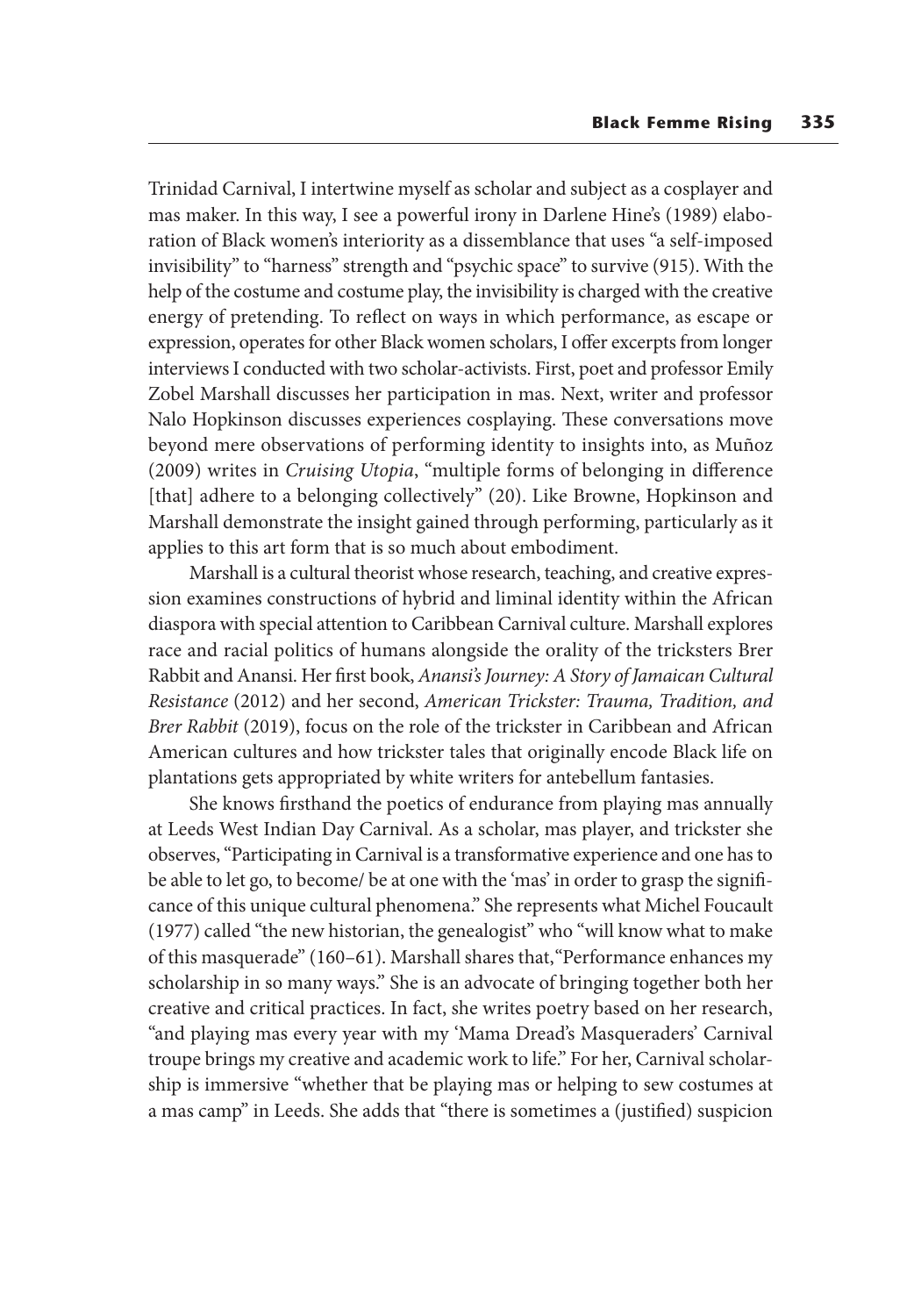Trinidad Carnival, I intertwine myself as scholar and subject as a cosplayer and mas maker. In this way, I see a powerful irony in Darlene Hine's (1989) elaboration of Black women's interiority as a dissemblance that uses "a self-imposed invisibility" to "harness" strength and "psychic space" to survive (915). With the help of the costume and costume play, the invisibility is charged with the creative energy of pretending. To reflect on ways in which performance, as escape or expression, operates for other Black women scholars, I offer excerpts from longer interviews I conducted with two scholar-activists. First, poet and professor Emily Zobel Marshall discusses her participation in mas. Next, writer and professor Nalo Hopkinson discusses experiences cosplaying. These conversations move beyond mere observations of performing identity to insights into, as Muñoz (2009) writes in *Cruising Utopia*, "multiple forms of belonging in difference [that] adhere to a belonging collectively" (20). Like Browne, Hopkinson and Marshall demonstrate the insight gained through performing, particularly as it applies to this art form that is so much about embodiment.

Marshall is a cultural theorist whose research, teaching, and creative expression examines constructions of hybrid and liminal identity within the African diaspora with special attention to Caribbean Carnival culture. Marshall explores race and racial politics of humans alongside the orality of the tricksters Brer Rabbit and Anansi. Her first book, *Anansi's Journey: A Story of Jamaican Cultural Resistance* (2012) and her second, *American Trickster: Trauma, Tradition, and Brer Rabbit* (2019), focus on the role of the trickster in Caribbean and African American cultures and how trickster tales that originally encode Black life on plantations gets appropriated by white writers for antebellum fantasies.

She knows firsthand the poetics of endurance from playing mas annually at Leeds West Indian Day Carnival. As a scholar, mas player, and trickster she observes, "Participating in Carnival is a transformative experience and one has to be able to let go, to become/ be at one with the 'mas' in order to grasp the significance of this unique cultural phenomena." She represents what Michel Foucault (1977) called "the new historian, the genealogist" who "will know what to make of this masquerade" (160–61). Marshall shares that, "Performance enhances my scholarship in so many ways." She is an advocate of bringing together both her creative and critical practices. In fact, she writes poetry based on her research, "and playing mas every year with my 'Mama Dread's Masqueraders' Carnival troupe brings my creative and academic work to life." For her, Carnival scholarship is immersive "whether that be playing mas or helping to sew costumes at a mas camp" in Leeds. She adds that "there is sometimes a (justified) suspicion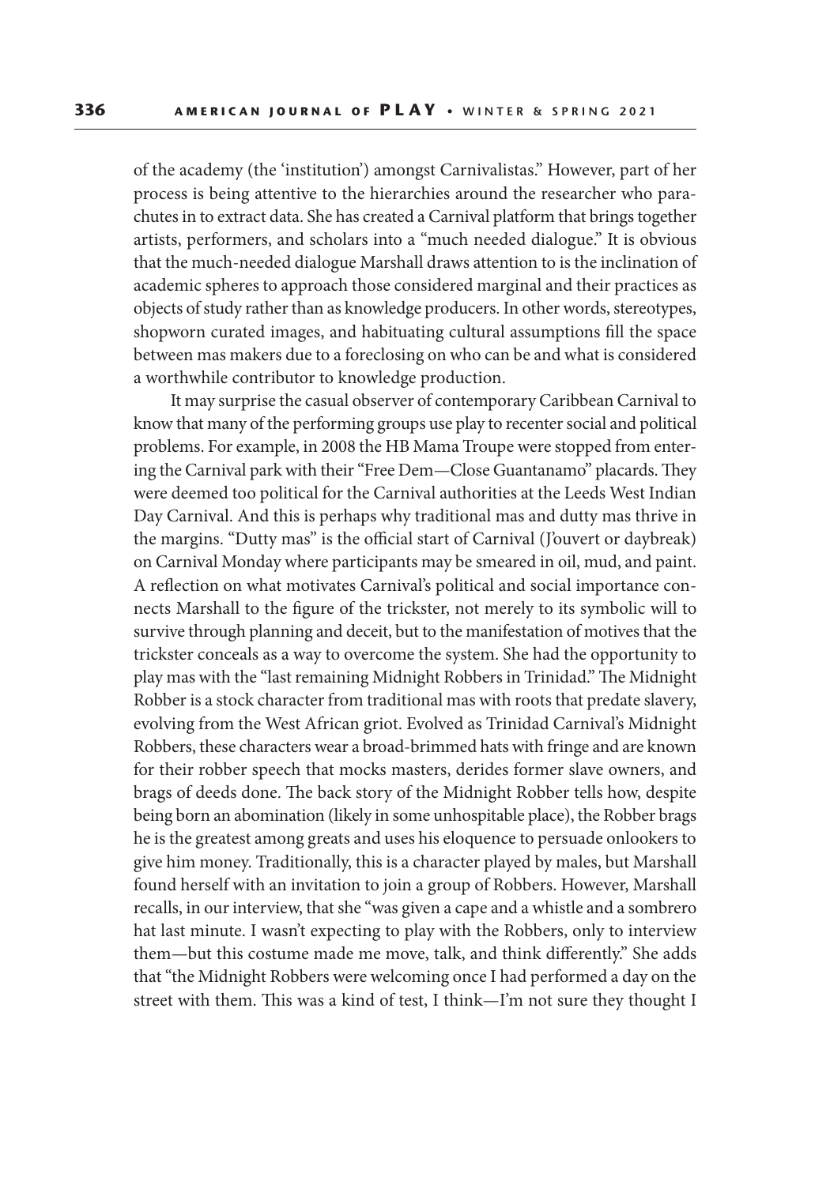of the academy (the 'institution') amongst Carnivalistas." However, part of her process is being attentive to the hierarchies around the researcher who parachutes in to extract data. She has created a Carnival platform that brings together artists, performers, and scholars into a "much needed dialogue." It is obvious that the much-needed dialogue Marshall draws attention to is the inclination of academic spheres to approach those considered marginal and their practices as objects of study rather than as knowledge producers. In other words, stereotypes, shopworn curated images, and habituating cultural assumptions fill the space between mas makers due to a foreclosing on who can be and what is considered a worthwhile contributor to knowledge production.

It may surprise the casual observer of contemporary Caribbean Carnival to know that many of the performing groups use play to recenter social and political problems. For example, in 2008 the HB Mama Troupe were stopped from entering the Carnival park with their "Free Dem—Close Guantanamo" placards. They were deemed too political for the Carnival authorities at the Leeds West Indian Day Carnival. And this is perhaps why traditional mas and dutty mas thrive in the margins. "Dutty mas" is the official start of Carnival (J'ouvert or daybreak) on Carnival Monday where participants may be smeared in oil, mud, and paint. A reflection on what motivates Carnival's political and social importance connects Marshall to the figure of the trickster, not merely to its symbolic will to survive through planning and deceit, but to the manifestation of motives that the trickster conceals as a way to overcome the system. She had the opportunity to play mas with the "last remaining Midnight Robbers in Trinidad." The Midnight Robber is a stock character from traditional mas with roots that predate slavery, evolving from the West African griot. Evolved as Trinidad Carnival's Midnight Robbers, these characters wear a broad-brimmed hats with fringe and are known for their robber speech that mocks masters, derides former slave owners, and brags of deeds done. The back story of the Midnight Robber tells how, despite being born an abomination (likely in some unhospitable place), the Robber brags he is the greatest among greats and uses his eloquence to persuade onlookers to give him money. Traditionally, this is a character played by males, but Marshall found herself with an invitation to join a group of Robbers. However, Marshall recalls, in our interview, that she "was given a cape and a whistle and a sombrero hat last minute. I wasn't expecting to play with the Robbers, only to interview them—but this costume made me move, talk, and think differently." She adds that "the Midnight Robbers were welcoming once I had performed a day on the street with them. This was a kind of test, I think—I'm not sure they thought I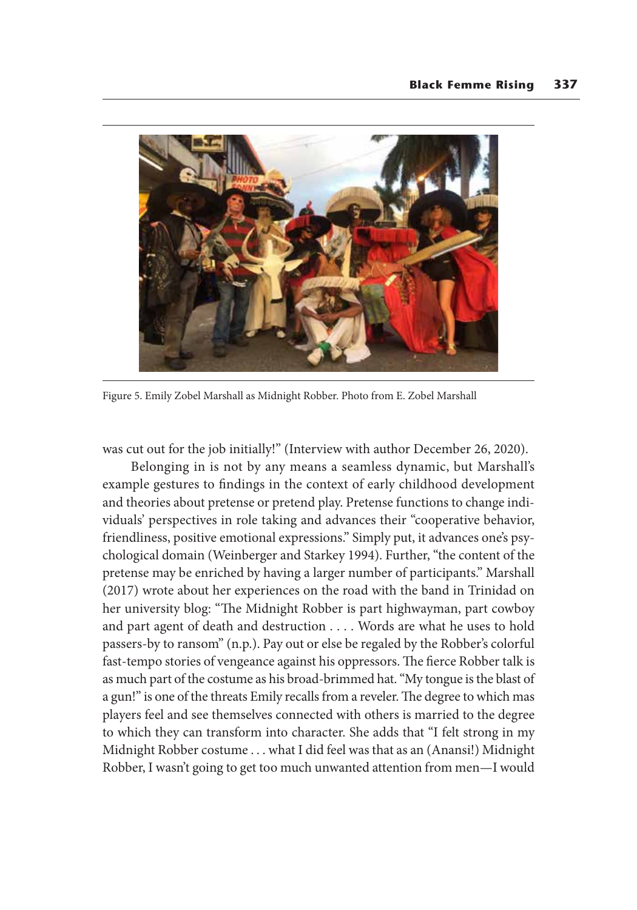Figure 5. Emily Zobel Marshall as Midnight Robber. Photo from E. Zobel Marshall

was cut out for the job initially!" (Interview with author December 26, 2020).

Belonging in is not by any means a seamless dynamic, but Marshall's example gestures to findings in the context of early childhood development and theories about pretense or pretend play. Pretense functions to change individuals' perspectives in role taking and advances their "cooperative behavior, friendliness, positive emotional expressions." Simply put, it advances one's psychological domain (Weinberger and Starkey 1994). Further, "the content of the pretense may be enriched by having a larger number of participants." Marshall (2017) wrote about her experiences on the road with the band in Trinidad on her university blog: "The Midnight Robber is part highwayman, part cowboy and part agent of death and destruction . . . . Words are what he uses to hold passers-by to ransom" (n.p.). Pay out or else be regaled by the Robber's colorful fast-tempo stories of vengeance against his oppressors. The fierce Robber talk is as much part of the costume as his broad-brimmed hat. "My tongue is the blast of a gun!" is one of the threats Emily recalls from a reveler. The degree to which mas players feel and see themselves connected with others is married to the degree to which they can transform into character. She adds that "I felt strong in my Midnight Robber costume . . . what I did feel was that as an (Anansi!) Midnight Robber, I wasn't going to get too much unwanted attention from men—I would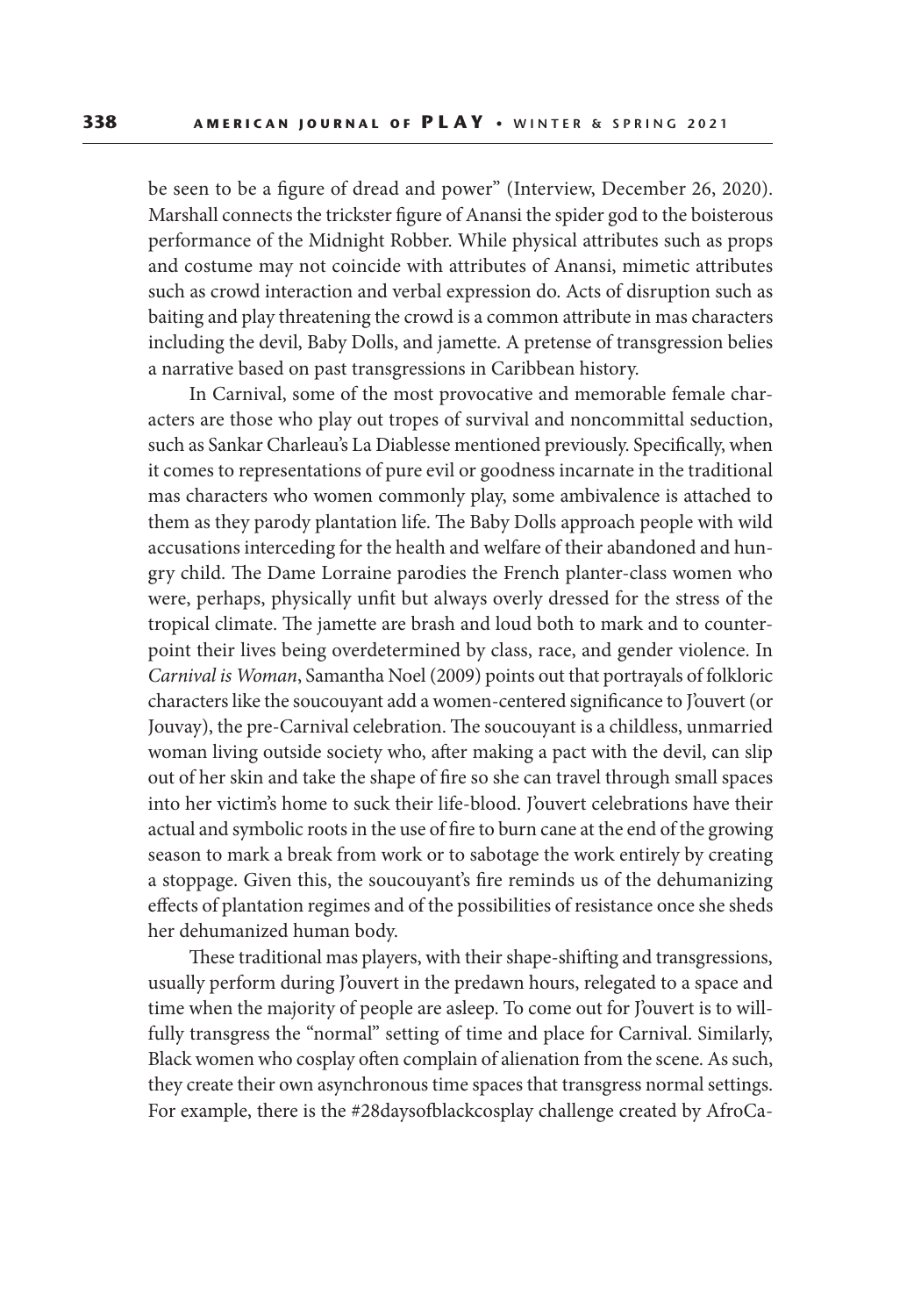be seen to be a figure of dread and power" (Interview, December 26, 2020). Marshall connects the trickster figure of Anansi the spider god to the boisterous performance of the Midnight Robber. While physical attributes such as props and costume may not coincide with attributes of Anansi, mimetic attributes such as crowd interaction and verbal expression do. Acts of disruption such as baiting and play threatening the crowd is a common attribute in mas characters including the devil, Baby Dolls, and jamette. A pretense of transgression belies a narrative based on past transgressions in Caribbean history.

In Carnival, some of the most provocative and memorable female characters are those who play out tropes of survival and noncommittal seduction, such as Sankar Charleau's La Diablesse mentioned previously. Specifically, when it comes to representations of pure evil or goodness incarnate in the traditional mas characters who women commonly play, some ambivalence is attached to them as they parody plantation life. The Baby Dolls approach people with wild accusations interceding for the health and welfare of their abandoned and hungry child. The Dame Lorraine parodies the French planter-class women who were, perhaps, physically unfit but always overly dressed for the stress of the tropical climate. The jamette are brash and loud both to mark and to counterpoint their lives being overdetermined by class, race, and gender violence. In *Carnival is Woman*, Samantha Noel (2009) points out that portrayals of folkloric characters like the soucouyant add a women-centered significance to J'ouvert (or Jouvay), the pre-Carnival celebration. The soucouyant is a childless, unmarried woman living outside society who, after making a pact with the devil, can slip out of her skin and take the shape of fire so she can travel through small spaces into her victim's home to suck their life-blood. J'ouvert celebrations have their actual and symbolic roots in the use of fire to burn cane at the end of the growing season to mark a break from work or to sabotage the work entirely by creating a stoppage. Given this, the soucouyant's fire reminds us of the dehumanizing effects of plantation regimes and of the possibilities of resistance once she sheds her dehumanized human body.

These traditional mas players, with their shape-shifting and transgressions, usually perform during J'ouvert in the predawn hours, relegated to a space and time when the majority of people are asleep. To come out for J'ouvert is to willfully transgress the "normal" setting of time and place for Carnival. Similarly, Black women who cosplay often complain of alienation from the scene. As such, they create their own asynchronous time spaces that transgress normal settings. For example, there is the #28daysofblackcosplay challenge created by AfroCa-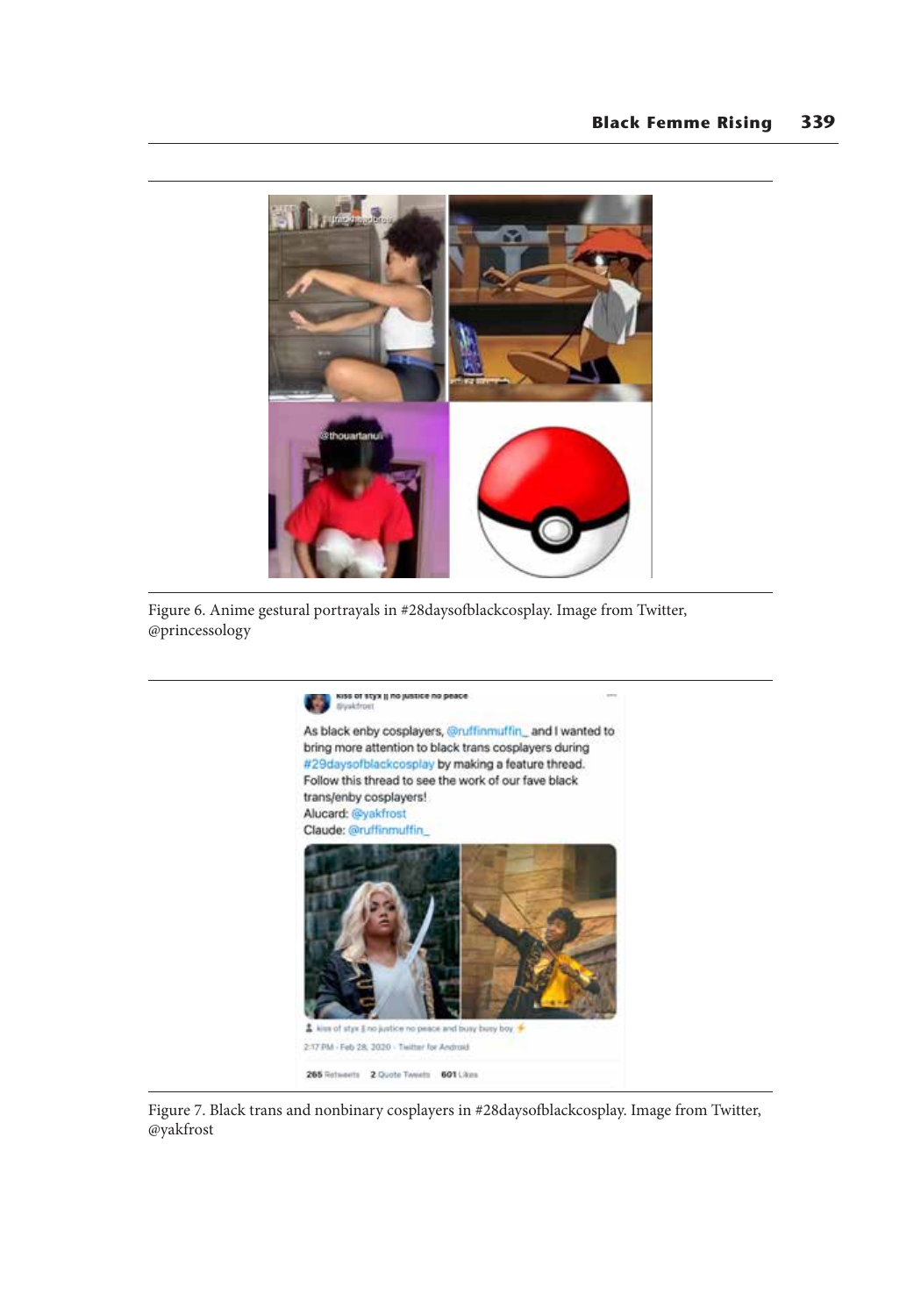Figure 6. Anime gestural portrayals in #28daysofblackcosplay. Image from Twitter, @princessology

Figure 7. Black trans and nonbinary cosplayers in #28daysofblackcosplay. Image from Twitter, @yakfrost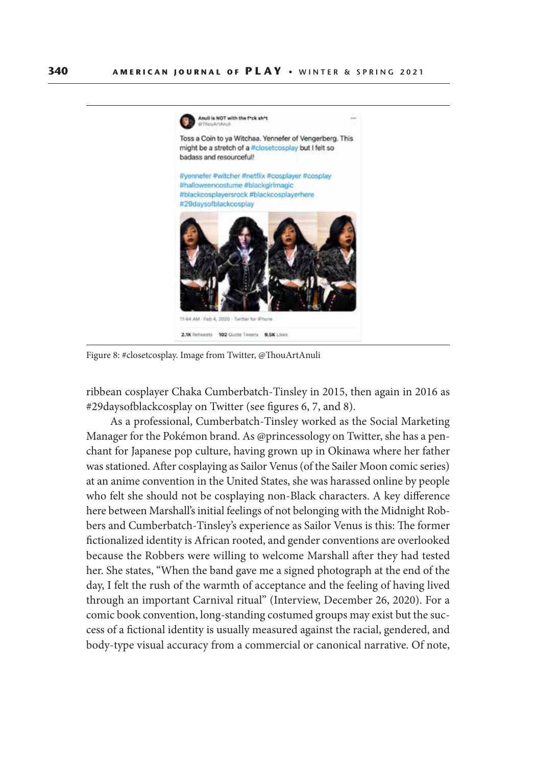Figure 8: #closetcosplay. Image from Twitter, @ThouArtAnuli

ribbean cosplayer Chaka Cumberbatch-Tinsley in 2015, then again in 2016 as #29daysofblackcosplay on Twitter (see figures 6, 7, and 8).

As a professional, Cumberbatch-Tinsley worked as the Social Marketing Manager for the Pokémon brand. As @princessology on Twitter, she has a penchant for Japanese pop culture, having grown up in Okinawa where her father was stationed. After cosplaying as Sailor Venus (of the Sailer Moon comic series) at an anime convention in the United States, she was harassed online by people who felt she should not be cosplaying non-Black characters. A key difference here between Marshall's initial feelings of not belonging with the Midnight Robbers and Cumberbatch-Tinsley's experience as Sailor Venus is this: The former fictionalized identity is African rooted, and gender conventions are overlooked because the Robbers were willing to welcome Marshall after they had tested her. She states, "When the band gave me a signed photograph at the end of the day, I felt the rush of the warmth of acceptance and the feeling of having lived through an important Carnival ritual" (Interview, December 26, 2020). For a comic book convention, long-standing costumed groups may exist but the success of a fictional identity is usually measured against the racial, gendered, and body-type visual accuracy from a commercial or canonical narrative. Of note,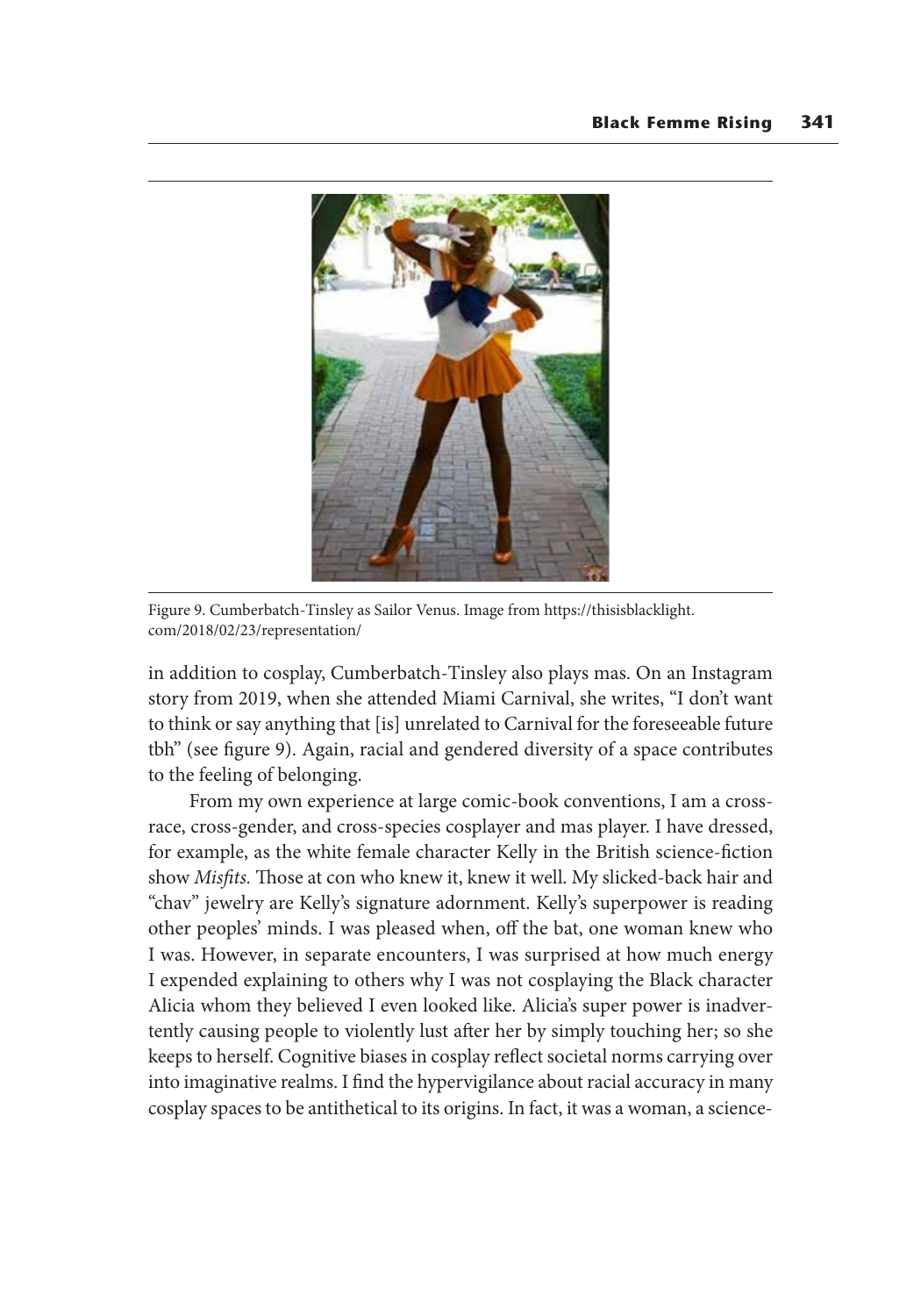Figure 9. Cumberbatch-Tinsley as Sailor Venus. Image from https://thisisblacklight.com/2018/02/23/representation/

in addition to cosplay, Cumberbatch-Tinsley also plays mas. On an Instagram story from 2019, when she attended Miami Carnival, she writes, "I don't want to think or say anything that [is] unrelated to Carnival for the foreseeable future tbh" (see figure 9). Again, racial and gendered diversity of a space contributes to the feeling of belonging.

From my own experience at large comic-book conventions, I am a cross-race, cross-gender, and cross-species cosplayer and mas player. I have dressed, for example, as the white female character Kelly in the British science-fiction show *Misfits.* Those at con who knew it, knew it well. My slicked-back hair and "chav" jewelry are Kelly's signature adornment. Kelly's superpower is reading other peoples' minds. I was pleased when, off the bat, one woman knew who I was. However, in separate encounters, I was surprised at how much energy I expended explaining to others why I was not cosplaying the Black character Alicia whom they believed I even looked like. Alicia's super power is inadvertently causing people to violently lust after her by simply touching her; so she keeps to herself. Cognitive biases in cosplay reflect societal norms carrying over into imaginative realms. I find the hypervigilance about racial accuracy in many cosplay spaces to be antithetical to its origins. In fact, it was a woman, a science-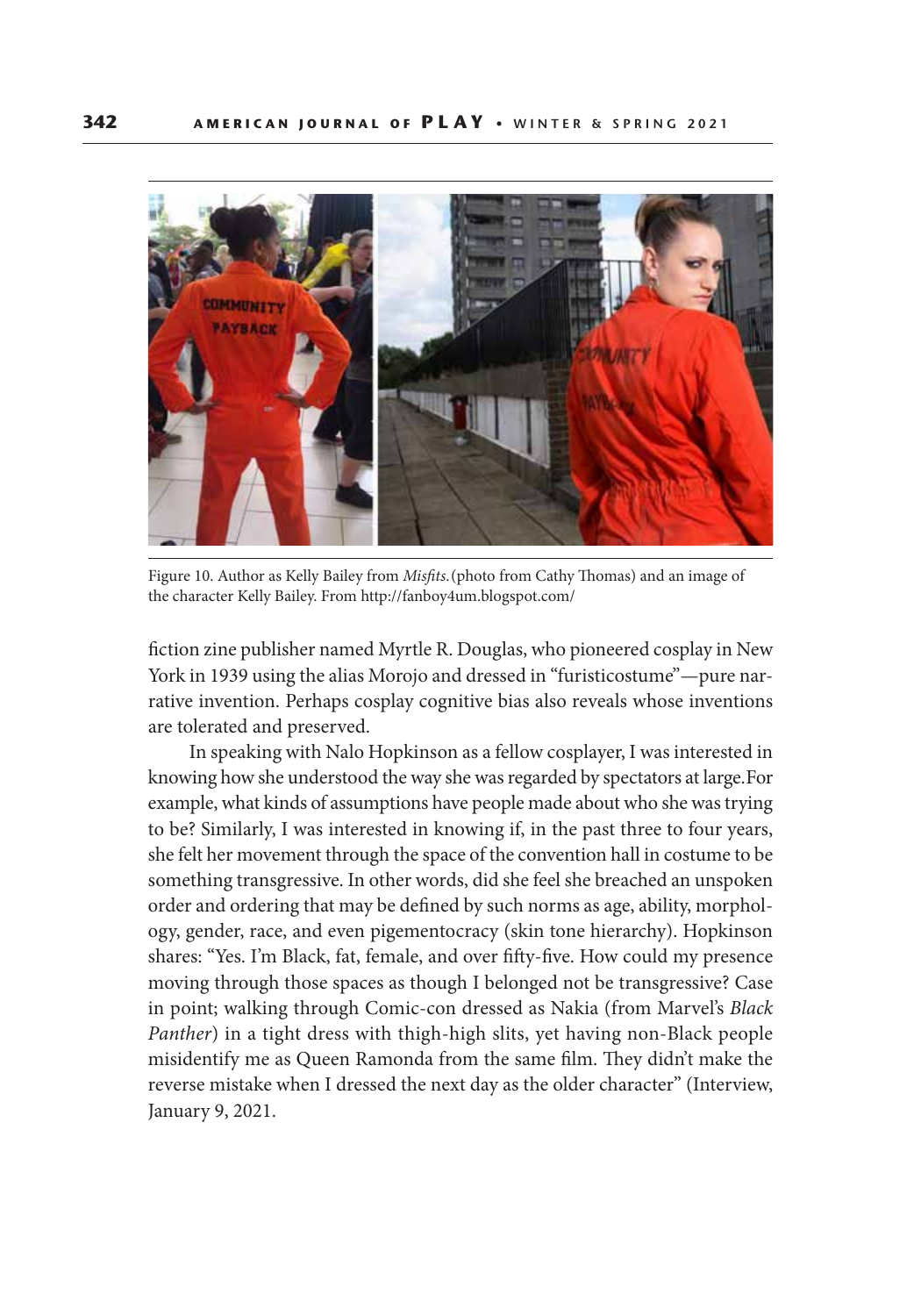Figure 10. Author as Kelly Bailey from *Misfits.* (photo from Cathy Thomas) and an image of the character Kelly Bailey. From http://fanboy4um.blogspot.com/

fiction zine publisher named Myrtle R. Douglas, who pioneered cosplay in New York in 1939 using the alias Morojo and dressed in "furisticostume"—pure narrative invention. Perhaps cosplay cognitive bias also reveals whose inventions are tolerated and preserved.

In speaking with Nalo Hopkinson as a fellow cosplayer, I was interested in knowing how she understood the way she was regarded by spectators at large. For example, what kinds of assumptions have people made about who she was trying to be? Similarly, I was interested in knowing if, in the past three to four years, she felt her movement through the space of the convention hall in costume to be something transgressive. In other words, did she feel she breached an unspoken order and ordering that may be defined by such norms as age, ability, morphology, gender, race, and even pigementocracy (skin tone hierarchy). Hopkinson shares: "Yes. I'm Black, fat, female, and over fifty-five. How could my presence moving through those spaces as though I belonged not be transgressive? Case in point; walking through Comic-con dressed as Nakia (from Marvel's *Black Panther*) in a tight dress with thigh-high slits, yet having non-Black people misidentify me as Queen Ramonda from the same film. They didn't make the reverse mistake when I dressed the next day as the older character" (Interview, January 9, 2021.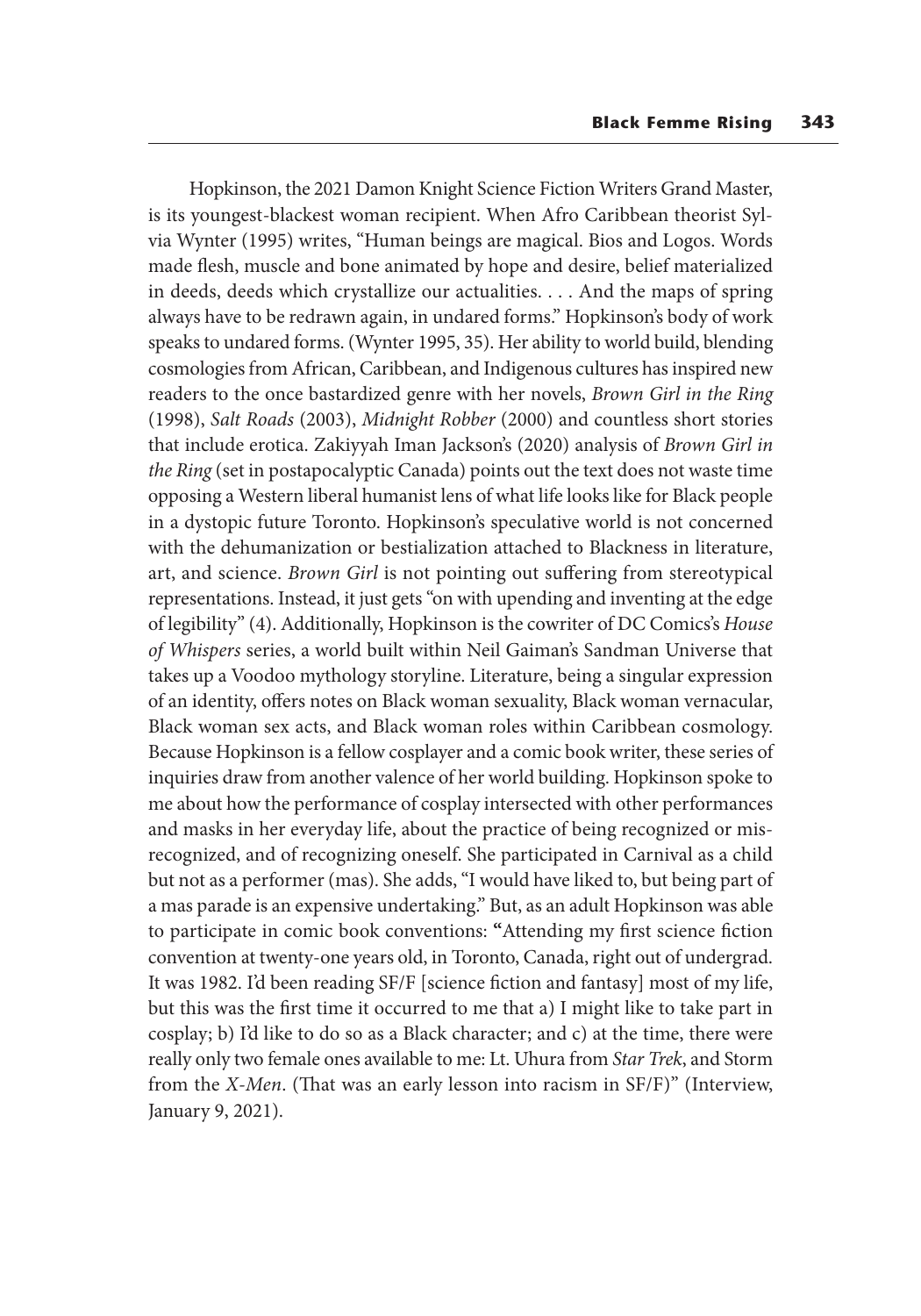Hopkinson, the 2021 Damon Knight Science Fiction Writers Grand Master, is its youngest-blackest woman recipient. When Afro Caribbean theorist Sylvia Wynter (1995) writes, "Human beings are magical. Bios and Logos. Words made flesh, muscle and bone animated by hope and desire, belief materialized in deeds, deeds which crystallize our actualities. . . . And the maps of spring always have to be redrawn again, in undared forms." Hopkinson's body of work speaks to undared forms. (Wynter 1995, 35). Her ability to world build, blending cosmologies from African, Caribbean, and Indigenous cultures has inspired new readers to the once bastardized genre with her novels, *Brown Girl in the Ring* (1998), *Salt Roads* (2003), *Midnight Robber* (2000) and countless short stories that include erotica. Zakiyyah Iman Jackson's (2020) analysis of *Brown Girl in the Ring* (set in postapocalyptic Canada) points out the text does not waste time opposing a Western liberal humanist lens of what life looks like for Black people in a dystopic future Toronto. Hopkinson's speculative world is not concerned with the dehumanization or bestialization attached to Blackness in literature, art, and science. *Brown Girl* is not pointing out suffering from stereotypical representations. Instead, it just gets "on with upending and inventing at the edge of legibility" (4). Additionally, Hopkinson is the cowriter of DC Comics's *House of Whispers* series, a world built within Neil Gaiman's Sandman Universe that takes up a Voodoo mythology storyline. Literature, being a singular expression of an identity, offers notes on Black woman sexuality, Black woman vernacular, Black woman sex acts, and Black woman roles within Caribbean cosmology. Because Hopkinson is a fellow cosplayer and a comic book writer, these series of inquiries draw from another valence of her world building. Hopkinson spoke to me about how the performance of cosplay intersected with other performances and masks in her everyday life, about the practice of being recognized or misrecognized, and of recognizing oneself. She participated in Carnival as a child but not as a performer (mas). She adds, "I would have liked to, but being part of a mas parade is an expensive undertaking." But, as an adult Hopkinson was able to participate in comic book conventions: "Attending my first science fiction convention at twenty-one years old, in Toronto, Canada, right out of undergrad. It was 1982. I'd been reading SF/F [science fiction and fantasy] most of my life, but this was the first time it occurred to me that a) I might like to take part in cosplay; b) I'd like to do so as a Black character; and c) at the time, there were really only two female ones available to me: Lt. Uhura from *Star Trek*, and Storm from the *X-Men*. (That was an early lesson into racism in SF/F)" (Interview, January 9, 2021).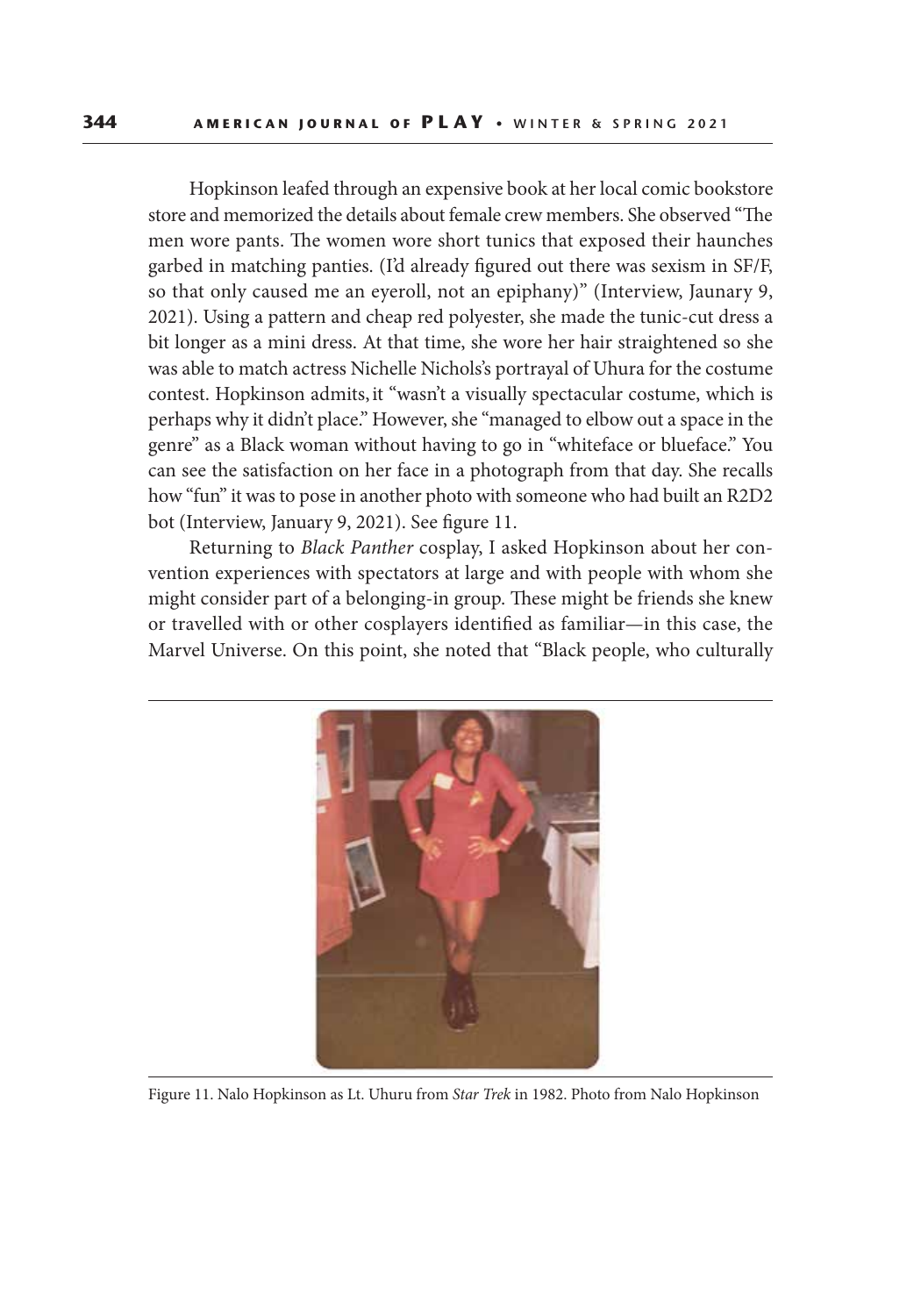Hopkinson leafed through an expensive book at her local comic bookstore store and memorized the details about female crew members. She observed "The men wore pants. The women wore short tunics that exposed their haunches garbed in matching panties. (I'd already figured out there was sexism in SF/F, so that only caused me an eyeroll, not an epiphany)" (Interview, Jaunary 9, 2021). Using a pattern and cheap red polyester, she made the tunic-cut dress a bit longer as a mini dress. At that time, she wore her hair straightened so she was able to match actress Nichelle Nichols's portrayal of Uhura for the costume contest. Hopkinson admits, it "wasn't a visually spectacular costume, which is perhaps why it didn't place." However, she "managed to elbow out a space in the genre" as a Black woman without having to go in "whiteface or blueface." You can see the satisfaction on her face in a photograph from that day. She recalls how "fun" it was to pose in another photo with someone who had built an R2D2 bot (Interview, January 9, 2021). See figure 11.

Returning to *Black Panther* cosplay, I asked Hopkinson about her convention experiences with spectators at large and with people with whom she might consider part of a belonging-in group. These might be friends she knew or travelled with or other cosplayers identified as familiar—in this case, the Marvel Universe. On this point, she noted that "Black people, who culturally

Figure 11. Nalo Hopkinson as Lt. Uhuru from *Star Trek* in 1982. Photo from Nalo Hopkinson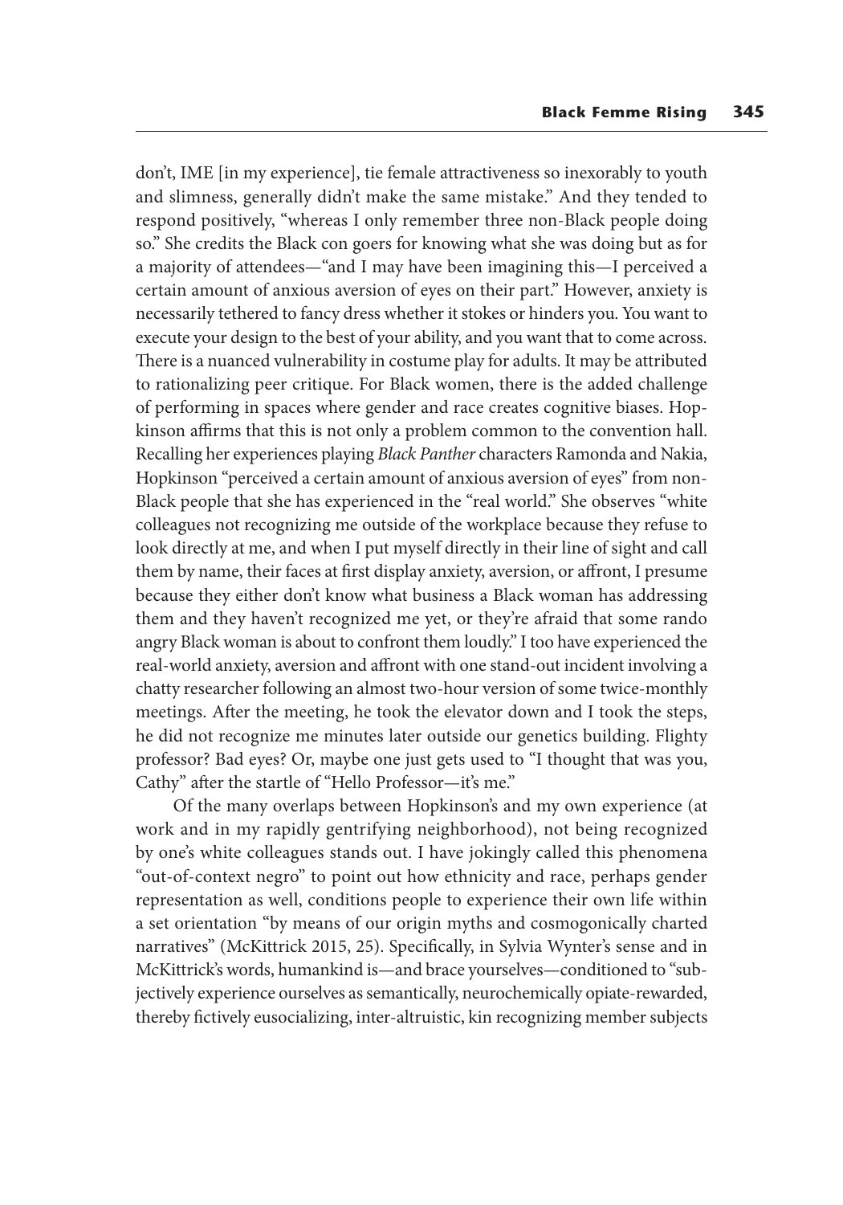don't, IME [in my experience], tie female attractiveness so inexorably to youth and slimness, generally didn't make the same mistake." And they tended to respond positively, "whereas I only remember three non-Black people doing so." She credits the Black con goers for knowing what she was doing but as for a majority of attendees—"and I may have been imagining this—I perceived a certain amount of anxious aversion of eyes on their part." However, anxiety is necessarily tethered to fancy dress whether it stokes or hinders you. You want to execute your design to the best of your ability, and you want that to come across. There is a nuanced vulnerability in costume play for adults. It may be attributed to rationalizing peer critique. For Black women, there is the added challenge of performing in spaces where gender and race creates cognitive biases. Hopkinson affirms that this is not only a problem common to the convention hall. Recalling her experiences playing *Black Panther* characters Ramonda and Nakia, Hopkinson "perceived a certain amount of anxious aversion of eyes" from non-Black people that she has experienced in the "real world." She observes "white colleagues not recognizing me outside of the workplace because they refuse to look directly at me, and when I put myself directly in their line of sight and call them by name, their faces at first display anxiety, aversion, or affront, I presume because they either don't know what business a Black woman has addressing them and they haven't recognized me yet, or they're afraid that some rando angry Black woman is about to confront them loudly." I too have experienced the real-world anxiety, aversion and affront with one stand-out incident involving a chatty researcher following an almost two-hour version of some twice-monthly meetings. After the meeting, he took the elevator down and I took the steps, he did not recognize me minutes later outside our genetics building. Flighty professor? Bad eyes? Or, maybe one just gets used to "I thought that was you, Cathy" after the startle of "Hello Professor—it's me."

Of the many overlaps between Hopkinson's and my own experience (at work and in my rapidly gentrifying neighborhood), not being recognized by one's white colleagues stands out. I have jokingly called this phenomena "out-of-context negro" to point out how ethnicity and race, perhaps gender representation as well, conditions people to experience their own life within a set orientation "by means of our origin myths and cosmogonically charted narratives" (McKittrick 2015, 25). Specifically, in Sylvia Wynter's sense and in McKittrick's words, humankind is—and brace yourselves—conditioned to "subjectively experience ourselves as semantically, neurochemically opiate-rewarded, thereby fictively eusocializing, inter-altruistic, kin recognizing member subjects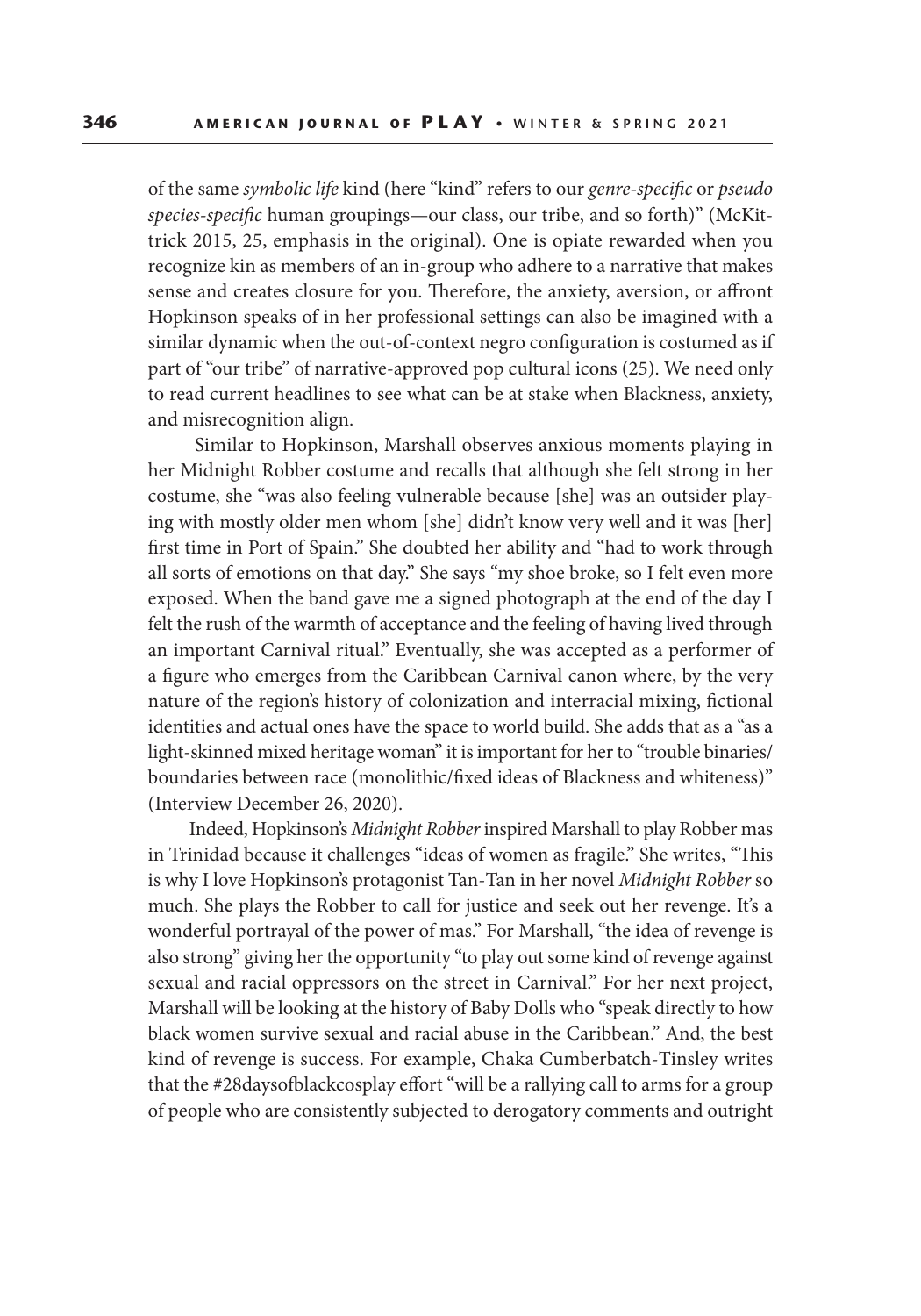of the same *symbolic life* kind (here "kind" refers to our *genre-specific* or *pseudo species-specific* human groupings—our class, our tribe, and so forth)" (McKittrick 2015, 25, emphasis in the original). One is opiate rewarded when you recognize kin as members of an in-group who adhere to a narrative that makes sense and creates closure for you. Therefore, the anxiety, aversion, or affront Hopkinson speaks of in her professional settings can also be imagined with a similar dynamic when the out-of-context negro configuration is costumed as if part of "our tribe" of narrative-approved pop cultural icons (25). We need only to read current headlines to see what can be at stake when Blackness, anxiety, and misrecognition align.

Similar to Hopkinson, Marshall observes anxious moments playing in her Midnight Robber costume and recalls that although she felt strong in her costume, she "was also feeling vulnerable because [she] was an outsider playing with mostly older men whom [she] didn't know very well and it was [her] first time in Port of Spain." She doubted her ability and "had to work through all sorts of emotions on that day." She says "my shoe broke, so I felt even more exposed. When the band gave me a signed photograph at the end of the day I felt the rush of the warmth of acceptance and the feeling of having lived through an important Carnival ritual." Eventually, she was accepted as a performer of a figure who emerges from the Caribbean Carnival canon where, by the very nature of the region's history of colonization and interracial mixing, fictional identities and actual ones have the space to world build. She adds that as a "as a light-skinned mixed heritage woman" it is important for her to "trouble binaries/ boundaries between race (monolithic/fixed ideas of Blackness and whiteness)" (Interview December 26, 2020).

Indeed, Hopkinson's *Midnight Robber* inspired Marshall to play Robber mas in Trinidad because it challenges "ideas of women as fragile." She writes, "This is why I love Hopkinson's protagonist Tan-Tan in her novel *Midnight Robber* so much. She plays the Robber to call for justice and seek out her revenge. It's a wonderful portrayal of the power of mas." For Marshall, "the idea of revenge is also strong" giving her the opportunity "to play out some kind of revenge against sexual and racial oppressors on the street in Carnival." For her next project, Marshall will be looking at the history of Baby Dolls who "speak directly to how black women survive sexual and racial abuse in the Caribbean." And, the best kind of revenge is success. For example, Chaka Cumberbatch-Tinsley writes that the #28daysofblackcosplay effort "will be a rallying call to arms for a group of people who are consistently subjected to derogatory comments and outright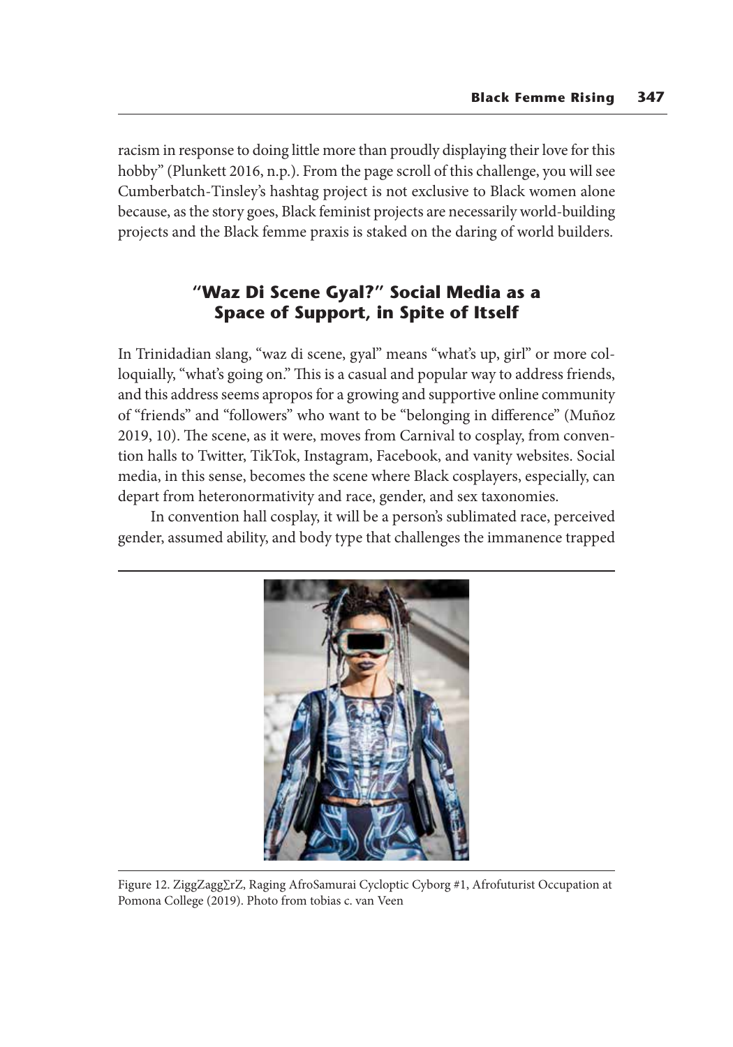racism in response to doing little more than proudly displaying their love for this hobby" (Plunkett 2016, n.p.). From the page scroll of this challenge, you will see Cumberbatch-Tinsley's hashtag project is not exclusive to Black women alone because, as the story goes, Black feminist projects are necessarily world-building projects and the Black femme praxis is staked on the daring of world builders.

## "Waz Di Scene Gyal?" Social Media as a Space of Support, in Spite of Itself

In Trinidadian slang, "waz di scene, gyal" means "what's up, girl" or more colloquially, "what's going on." This is a casual and popular way to address friends, and this address seems apropos for a growing and supportive online community of "friends" and "followers" who want to be "belonging in difference" (Muñoz 2019, 10). The scene, as it were, moves from Carnival to cosplay, from convention halls to Twitter, TikTok, Instagram, Facebook, and vanity websites. Social media, in this sense, becomes the scene where Black cosplayers, especially, can depart from heteronormativity and race, gender, and sex taxonomies.

In convention hall cosplay, it will be a person's sublimated race, perceived gender, assumed ability, and body type that challenges the immanence trapped

Figure 12. ZiggZagg∑rZ, Raging AfroSamurai Cycloptic Cyborg #1, Afrofuturist Occupation at Pomona College (2019). Photo from tobias c. van Veen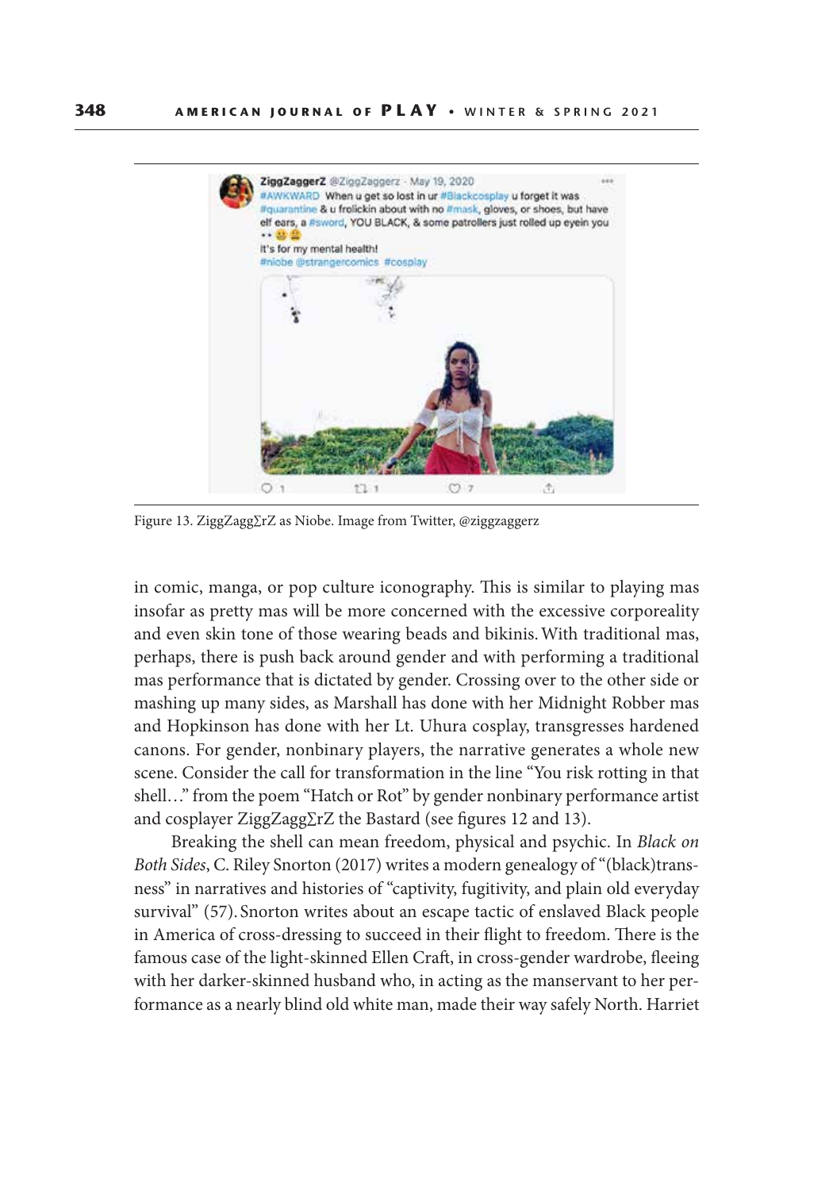Figure 13. ZiggZagg∑rZ as Niobe. Image from Twitter, @ziggzaggerz

in comic, manga, or pop culture iconography. This is similar to playing mas insofar as pretty mas will be more concerned with the excessive corporeality and even skin tone of those wearing beads and bikinis. With traditional mas, perhaps, there is push back around gender and with performing a traditional mas performance that is dictated by gender. Crossing over to the other side or mashing up many sides, as Marshall has done with her Midnight Robber mas and Hopkinson has done with her Lt. Uhura cosplay, transgresses hardened canons. For gender, nonbinary players, the narrative generates a whole new scene. Consider the call for transformation in the line "You risk rotting in that shell…" from the poem "Hatch or Rot" by gender nonbinary performance artist and cosplayer ZiggZagg∑rZ the Bastard (see figures 12 and 13).

Breaking the shell can mean freedom, physical and psychic. In *Black on Both Sides*, C. Riley Snorton (2017) writes a modern genealogy of "(black)transness" in narratives and histories of "captivity, fugitivity, and plain old everyday survival" (57). Snorton writes about an escape tactic of enslaved Black people in America of cross-dressing to succeed in their flight to freedom. There is the famous case of the light-skinned Ellen Craft, in cross-gender wardrobe, fleeing with her darker-skinned husband who, in acting as the manservant to her performance as a nearly blind old white man, made their way safely North. Harriet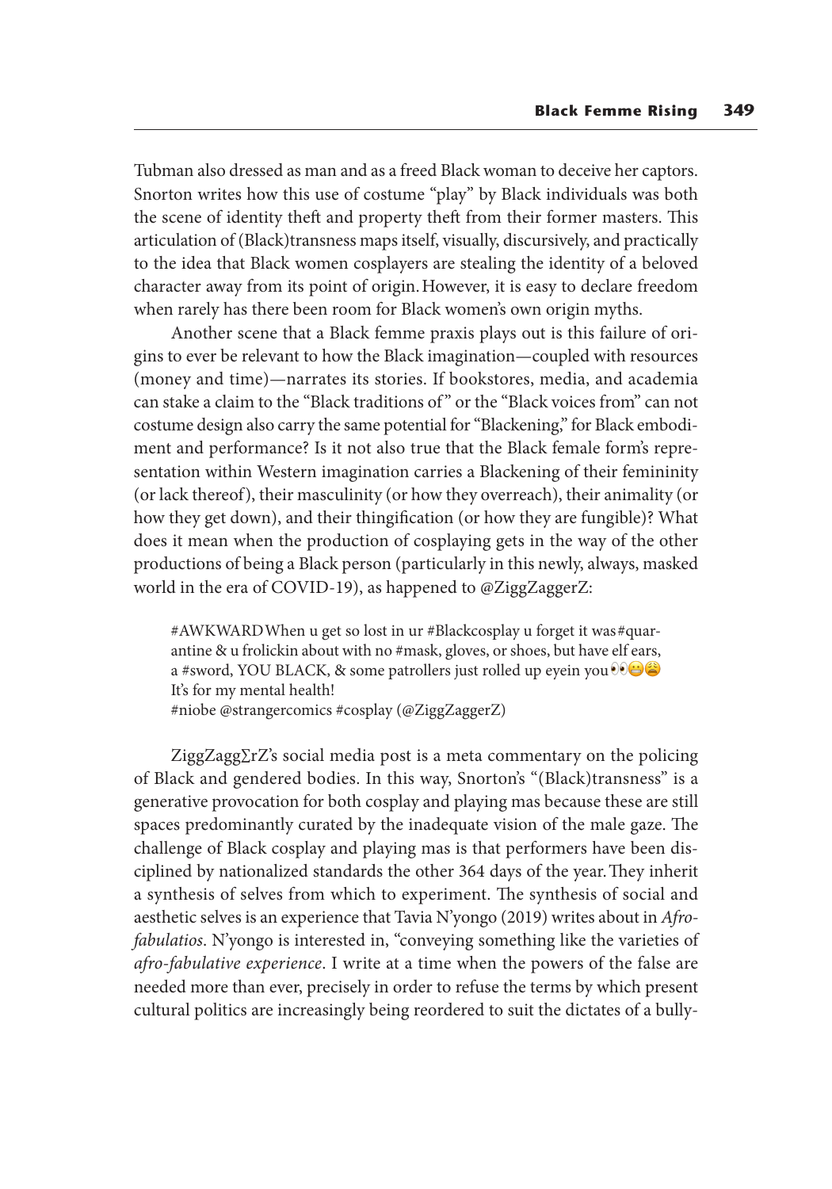Tubman also dressed as man and as a freed Black woman to deceive her captors. Snorton writes how this use of costume "play" by Black individuals was both the scene of identity theft and property theft from their former masters. This articulation of (Black)transness maps itself, visually, discursively, and practically to the idea that Black women cosplayers are stealing the identity of a beloved character away from its point of origin. However, it is easy to declare freedom when rarely has there been room for Black women's own origin myths.

Another scene that a Black femme praxis plays out is this failure of origins to ever be relevant to how the Black imagination—coupled with resources (money and time)—narrates its stories. If bookstores, media, and academia can stake a claim to the "Black traditions of" or the "Black voices from" can not costume design also carry the same potential for "Blackening," for Black embodiment and performance? Is it not also true that the Black female form's representation within Western imagination carries a Blackening of their femininity (or lack thereof), their masculinity (or how they overreach), their animality (or how they get down), and their thingification (or how they are fungible)? What does it mean when the production of cosplaying gets in the way of the other productions of being a Black person (particularly in this newly, always, masked world in the era of COVID-19), as happened to @ZiggZaggerZ:

> #AWKWARD When u get so lost in ur #Blackcosplay u forget it was #quarantine & u frolickin about with no #mask, gloves, or shoes, but have elf ears, a #sword, YOU BLACK, & some patrollers just rolled up eyein you 👀😬😩
> It's for my mental health!
> #niobe @strangercomics #cosplay (@ZiggZaggerZ)

ZiggZagg∑rZ's social media post is a meta commentary on the policing of Black and gendered bodies. In this way, Snorton's "(Black)transness" is a generative provocation for both cosplay and playing mas because these are still spaces predominantly curated by the inadequate vision of the male gaze. The challenge of Black cosplay and playing mas is that performers have been disciplined by nationalized standards the other 364 days of the year. They inherit a synthesis of selves from which to experiment. The synthesis of social and aesthetic selves is an experience that Tavia N'yongo (2019) writes about in *Afro-fabulatios*. N'yongo is interested in, "conveying something like the varieties of *afro-fabulative experience*. I write at a time when the powers of the false are needed more than ever, precisely in order to refuse the terms by which present cultural politics are increasingly being reordered to suit the dictates of a bully-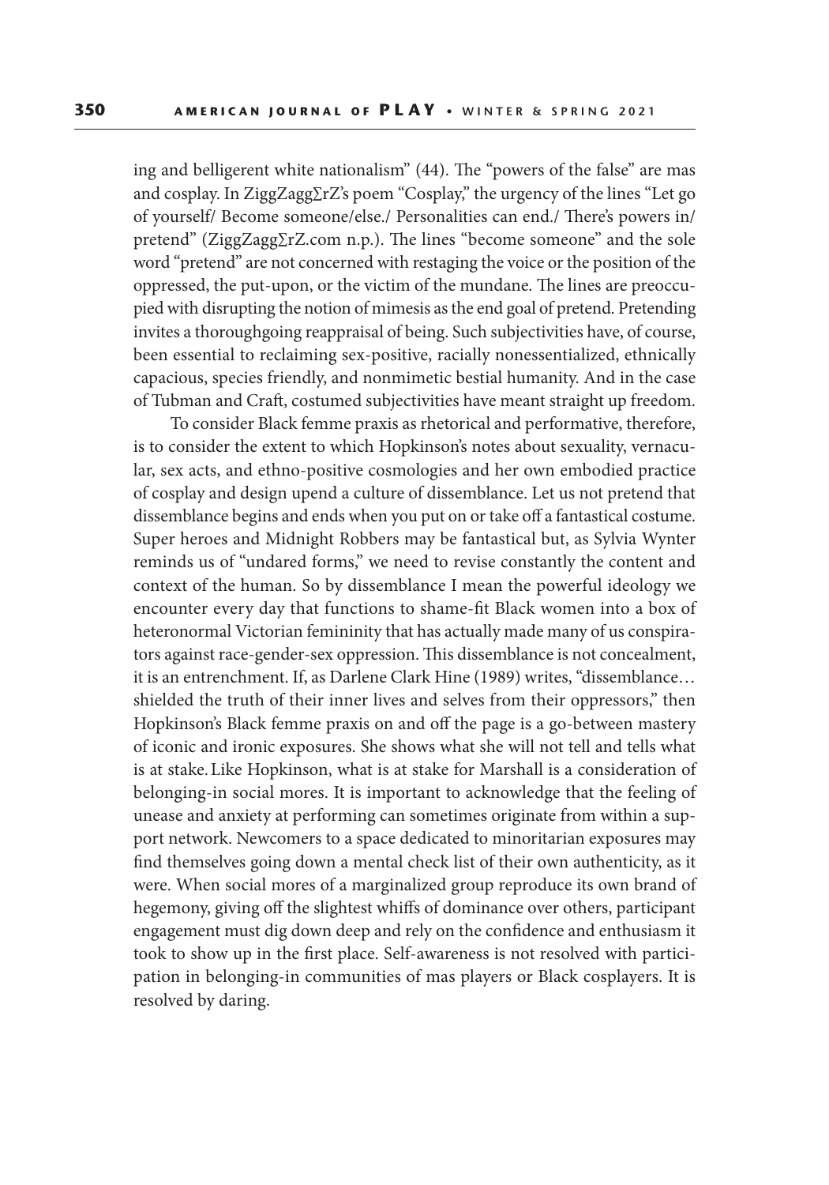ing and belligerent white nationalism" (44). The "powers of the false" are mas and cosplay. In ZiggZagg∑rZ's poem "Cosplay," the urgency of the lines "Let go of yourself/ Become someone/else./ Personalities can end./ There's powers in/ pretend" (ZiggZagg∑rZ.com n.p.). The lines "become someone" and the sole word "pretend" are not concerned with restaging the voice or the position of the oppressed, the put-upon, or the victim of the mundane. The lines are preoccupied with disrupting the notion of mimesis as the end goal of pretend. Pretending invites a thoroughgoing reappraisal of being. Such subjectivities have, of course, been essential to reclaiming sex-positive, racially nonessentialized, ethnically capacious, species friendly, and nonmimetic bestial humanity. And in the case of Tubman and Craft, costumed subjectivities have meant straight up freedom.

To consider Black femme praxis as rhetorical and performative, therefore, is to consider the extent to which Hopkinson's notes about sexuality, vernacular, sex acts, and ethno-positive cosmologies and her own embodied practice of cosplay and design upend a culture of dissemblance. Let us not pretend that dissemblance begins and ends when you put on or take off a fantastical costume. Super heroes and Midnight Robbers may be fantastical but, as Sylvia Wynter reminds us of "undared forms," we need to revise constantly the content and context of the human. So by dissemblance I mean the powerful ideology we encounter every day that functions to shame-fit Black women into a box of heteronormal Victorian femininity that has actually made many of us conspirators against race-gender-sex oppression. This dissemblance is not concealment, it is an entrenchment. If, as Darlene Clark Hine (1989) writes, "dissemblance… shielded the truth of their inner lives and selves from their oppressors," then Hopkinson's Black femme praxis on and off the page is a go-between mastery of iconic and ironic exposures. She shows what she will not tell and tells what is at stake. Like Hopkinson, what is at stake for Marshall is a consideration of belonging-in social mores. It is important to acknowledge that the feeling of unease and anxiety at performing can sometimes originate from within a support network. Newcomers to a space dedicated to minoritarian exposures may find themselves going down a mental check list of their own authenticity, as it were. When social mores of a marginalized group reproduce its own brand of hegemony, giving off the slightest whiffs of dominance over others, participant engagement must dig down deep and rely on the confidence and enthusiasm it took to show up in the first place. Self-awareness is not resolved with participation in belonging-in communities of mas players or Black cosplayers. It is resolved by daring.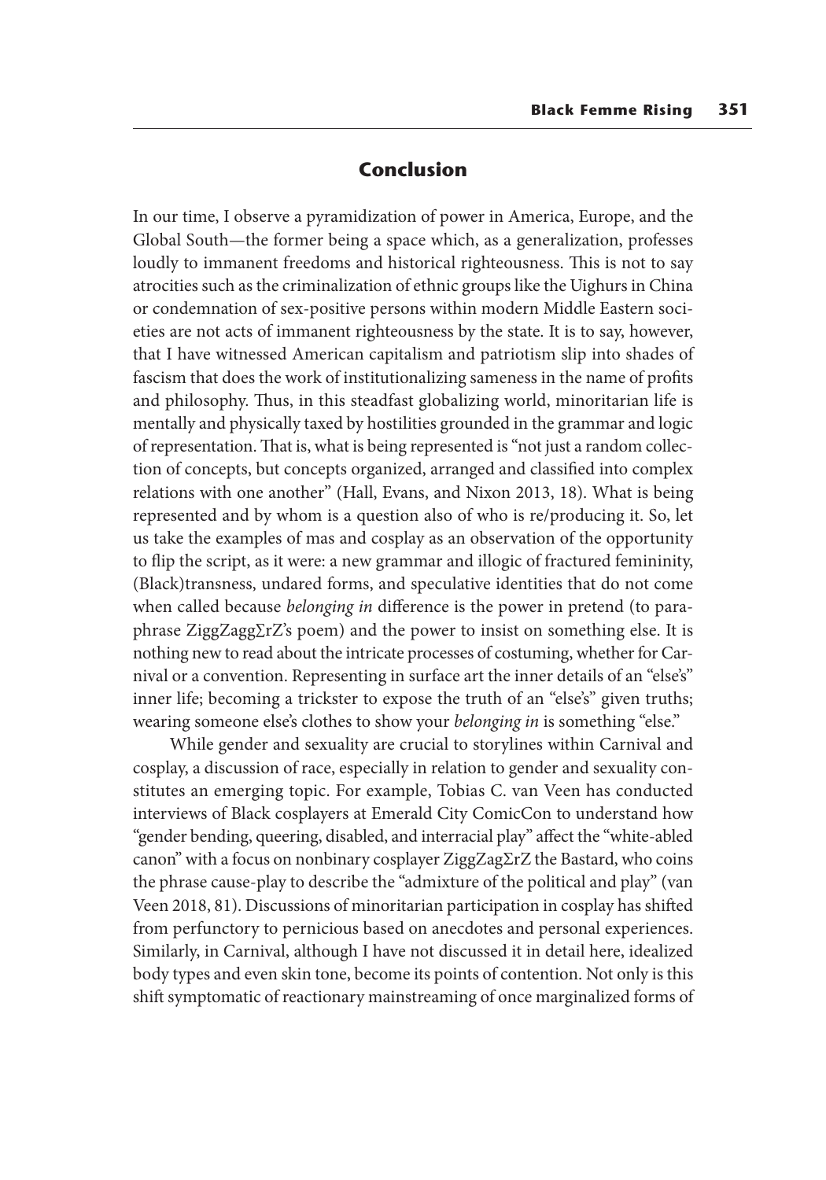## Conclusion

In our time, I observe a pyramidization of power in America, Europe, and the Global South—the former being a space which, as a generalization, professes loudly to immanent freedoms and historical righteousness. This is not to say atrocities such as the criminalization of ethnic groups like the Uighurs in China or condemnation of sex-positive persons within modern Middle Eastern societies are not acts of immanent righteousness by the state. It is to say, however, that I have witnessed American capitalism and patriotism slip into shades of fascism that does the work of institutionalizing sameness in the name of profits and philosophy. Thus, in this steadfast globalizing world, minoritarian life is mentally and physically taxed by hostilities grounded in the grammar and logic of representation. That is, what is being represented is "not just a random collection of concepts, but concepts organized, arranged and classified into complex relations with one another" (Hall, Evans, and Nixon 2013, 18). What is being represented and by whom is a question also of who is re/producing it. So, let us take the examples of mas and cosplay as an observation of the opportunity to flip the script, as it were: a new grammar and illogic of fractured femininity, (Black)transness, undared forms, and speculative identities that do not come when called because *belonging in* difference is the power in pretend (to paraphrase ZiggZaggΣrZ's poem) and the power to insist on something else. It is nothing new to read about the intricate processes of costuming, whether for Carnival or a convention. Representing in surface art the inner details of an "else's" inner life; becoming a trickster to expose the truth of an "else's" given truths; wearing someone else's clothes to show your *belonging in* is something "else."

While gender and sexuality are crucial to storylines within Carnival and cosplay, a discussion of race, especially in relation to gender and sexuality constitutes an emerging topic. For example, Tobias C. van Veen has conducted interviews of Black cosplayers at Emerald City ComicCon to understand how "gender bending, queering, disabled, and interracial play" affect the "white-abled canon" with a focus on nonbinary cosplayer ZiggZagΣrZ the Bastard, who coins the phrase cause-play to describe the "admixture of the political and play" (van Veen 2018, 81). Discussions of minoritarian participation in cosplay has shifted from perfunctory to pernicious based on anecdotes and personal experiences. Similarly, in Carnival, although I have not discussed it in detail here, idealized body types and even skin tone, become its points of contention. Not only is this shift symptomatic of reactionary mainstreaming of once marginalized forms of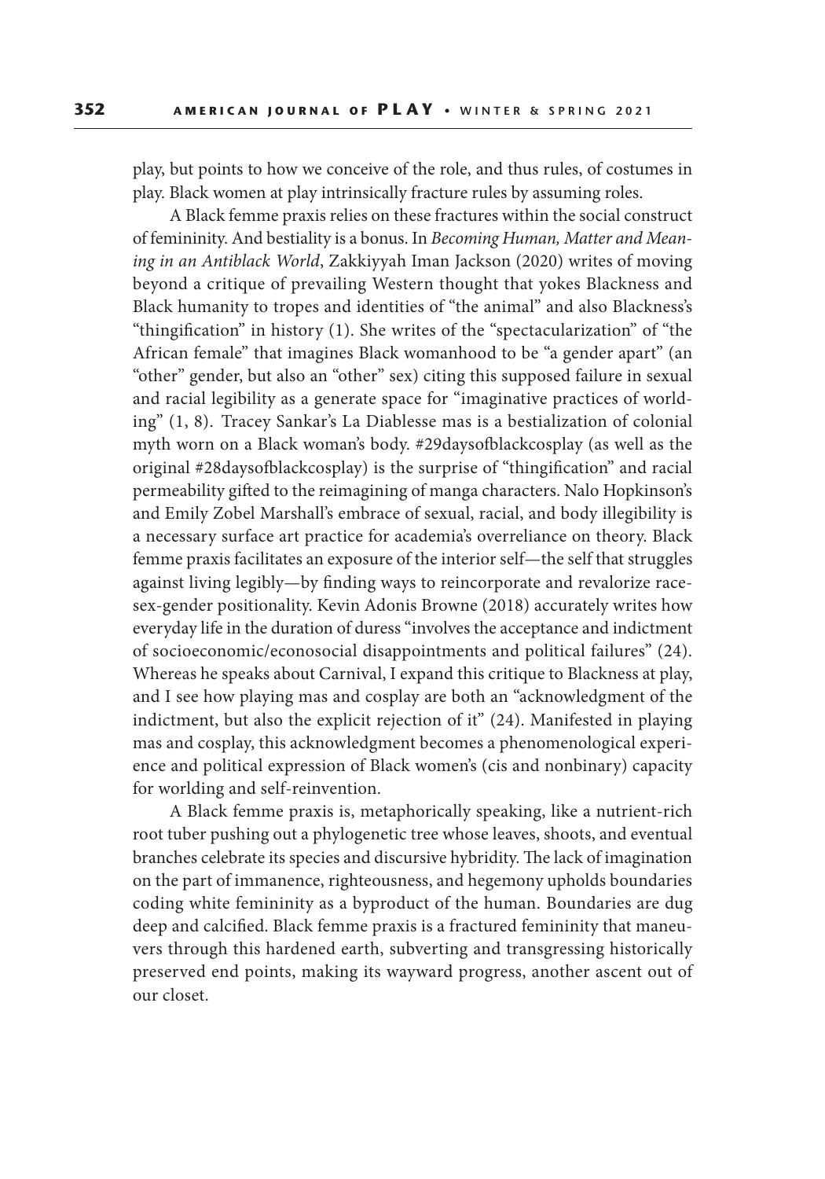play, but points to how we conceive of the role, and thus rules, of costumes in play. Black women at play intrinsically fracture rules by assuming roles.

A Black femme praxis relies on these fractures within the social construct of femininity. And bestiality is a bonus. In *Becoming Human, Matter and Meaning in an Antiblack World*, Zakkiyyah Iman Jackson (2020) writes of moving beyond a critique of prevailing Western thought that yokes Blackness and Black humanity to tropes and identities of "the animal" and also Blackness's "thingification" in history (1). She writes of the "spectacularization" of "the African female" that imagines Black womanhood to be "a gender apart" (an "other" gender, but also an "other" sex) citing this supposed failure in sexual and racial legibility as a generate space for "imaginative practices of worlding" (1, 8). Tracey Sankar's La Diablesse mas is a bestialization of colonial myth worn on a Black woman's body. #29daysofblackcosplay (as well as the original #28daysofblackcosplay) is the surprise of "thingification" and racial permeability gifted to the reimagining of manga characters. Nalo Hopkinson's and Emily Zobel Marshall's embrace of sexual, racial, and body illegibility is a necessary surface art practice for academia's overreliance on theory. Black femme praxis facilitates an exposure of the interior self—the self that struggles against living legibly—by finding ways to reincorporate and revalorize race-sex-gender positionality. Kevin Adonis Browne (2018) accurately writes how everyday life in the duration of duress "involves the acceptance and indictment of socioeconomic/econosocial disappointments and political failures" (24). Whereas he speaks about Carnival, I expand this critique to Blackness at play, and I see how playing mas and cosplay are both an "acknowledgment of the indictment, but also the explicit rejection of it" (24). Manifested in playing mas and cosplay, this acknowledgment becomes a phenomenological experience and political expression of Black women's (cis and nonbinary) capacity for worlding and self-reinvention.

A Black femme praxis is, metaphorically speaking, like a nutrient-rich root tuber pushing out a phylogenetic tree whose leaves, shoots, and eventual branches celebrate its species and discursive hybridity. The lack of imagination on the part of immanence, righteousness, and hegemony upholds boundaries coding white femininity as a byproduct of the human. Boundaries are dug deep and calcified. Black femme praxis is a fractured femininity that maneuvers through this hardened earth, subverting and transgressing historically preserved end points, making its wayward progress, another ascent out of our closet.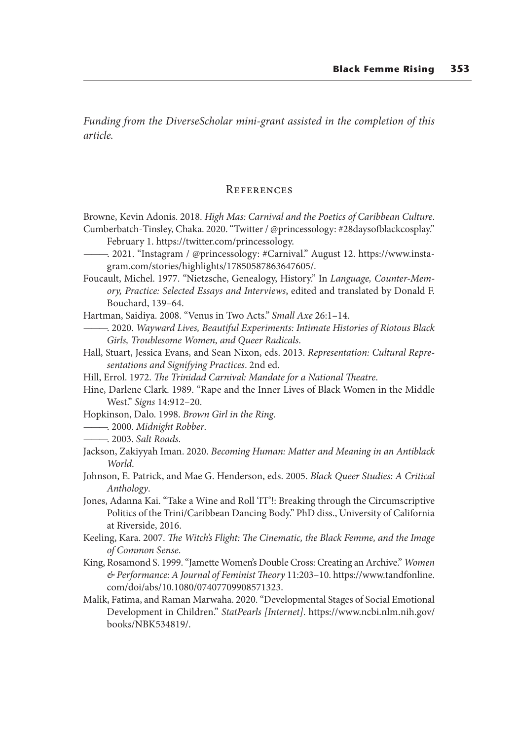*Funding from the DiverseScholar mini-grant assisted in the completion of this article.*

## References

Browne, Kevin Adonis. 2018. *High Mas: Carnival and the Poetics of Caribbean Culture*.

Cumberbatch-Tinsley, Chaka. 2020. "Twitter / @princessology: #28daysofblackcosplay." February 1. https://twitter.com/princessology.

———. 2021. "Instagram / @princessology: #Carnival." August 12. https://www.instagram.com/stories/highlights/17850587863647605/.

Foucault, Michel. 1977. "Nietzsche, Genealogy, History." In *Language, Counter-Memory, Practice: Selected Essays and Interviews*, edited and translated by Donald F. Bouchard, 139–64.

Hartman, Saidiya. 2008. "Venus in Two Acts." *Small Axe* 26:1–14.

———. 2020. *Wayward Lives, Beautiful Experiments: Intimate Histories of Riotous Black Girls, Troublesome Women, and Queer Radicals*.

Hall, Stuart, Jessica Evans, and Sean Nixon, eds. 2013. *Representation: Cultural Representations and Signifying Practices*. 2nd ed.

Hill, Errol. 1972. *The Trinidad Carnival: Mandate for a National Theatre*.

Hine, Darlene Clark. 1989. "Rape and the Inner Lives of Black Women in the Middle West." *Signs* 14:912–20.

Hopkinson, Dalo. 1998. *Brown Girl in the Ring*.

———. 2000. *Midnight Robber*.

———. 2003. *Salt Roads*.

Jackson, Zakiyyah Iman. 2020. *Becoming Human: Matter and Meaning in an Antiblack World*.

Johnson, E. Patrick, and Mae G. Henderson, eds. 2005. *Black Queer Studies: A Critical Anthology*.

Jones, Adanna Kai. "Take a Wine and Roll 'IT'!: Breaking through the Circumscriptive Politics of the Trini/Caribbean Dancing Body." PhD diss., University of California at Riverside, 2016.

Keeling, Kara. 2007. *The Witch's Flight: The Cinematic, the Black Femme, and the Image of Common Sense*.

King, Rosamond S. 1999. "Jamette Women's Double Cross: Creating an Archive." *Women & Performance: A Journal of Feminist Theory* 11:203–10. https://www.tandfonline.com/doi/abs/10.1080/07407709908571323.

Malik, Fatima, and Raman Marwaha. 2020. "Developmental Stages of Social Emotional Development in Children." *StatPearls [Internet]*. https://www.ncbi.nlm.nih.gov/books/NBK534819/.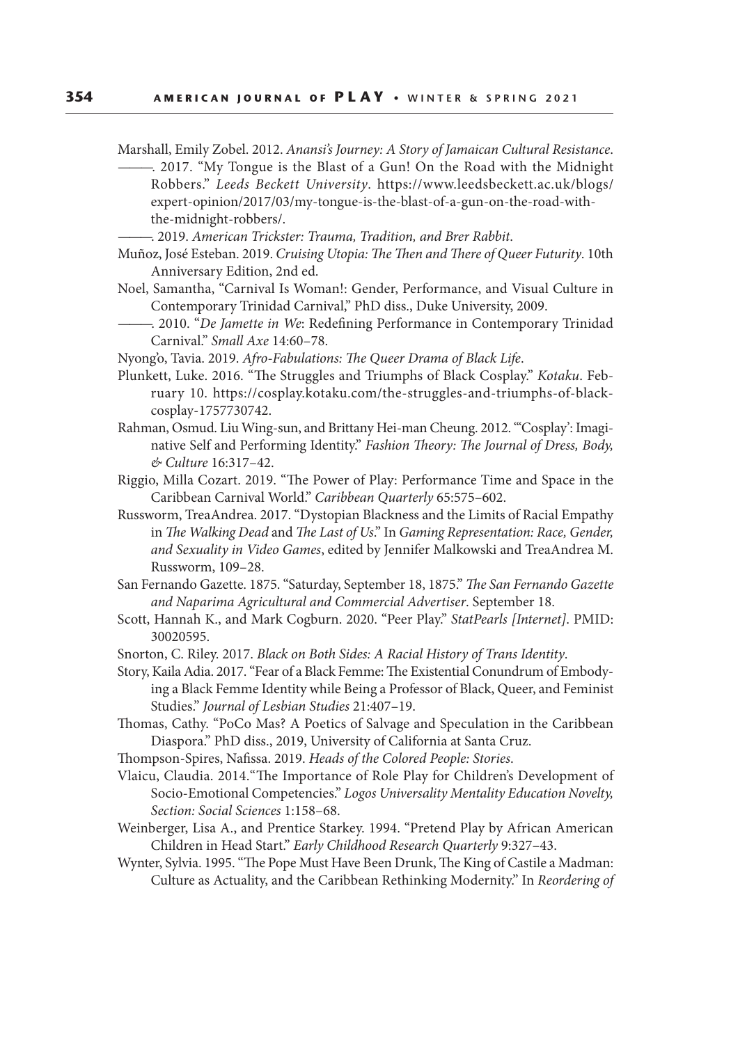Marshall, Emily Zobel. 2012. *Anansi's Journey: A Story of Jamaican Cultural Resistance*.

———. 2017. "My Tongue is the Blast of a Gun! On the Road with the Midnight Robbers." *Leeds Beckett University*. https://www.leedsbeckett.ac.uk/blogs/expert-opinion/2017/03/my-tongue-is-the-blast-of-a-gun-on-the-road-with-the-midnight-robbers/.

———. 2019. *American Trickster: Trauma, Tradition, and Brer Rabbit*.

Muñoz, José Esteban. 2019. *Cruising Utopia: The Then and There of Queer Futurity*. 10th Anniversary Edition, 2nd ed.

Noel, Samantha, "Carnival Is Woman!: Gender, Performance, and Visual Culture in Contemporary Trinidad Carnival," PhD diss., Duke University, 2009.

———. 2010. "*De Jamette in We*: Redefining Performance in Contemporary Trinidad Carnival." *Small Axe* 14:60–78.

Nyong'o, Tavia. 2019. *Afro-Fabulations: The Queer Drama of Black Life*.

Plunkett, Luke. 2016. "The Struggles and Triumphs of Black Cosplay." *Kotaku*. February 10. https://cosplay.kotaku.com/the-struggles-and-triumphs-of-black-cosplay-1757730742.

Rahman, Osmud. Liu Wing-sun, and Brittany Hei-man Cheung. 2012. "'Cosplay': Imaginative Self and Performing Identity." *Fashion Theory: The Journal of Dress, Body, & Culture* 16:317–42.

Riggio, Milla Cozart. 2019. "The Power of Play: Performance Time and Space in the Caribbean Carnival World." *Caribbean Quarterly* 65:575–602.

Russworm, TreaAndrea. 2017. "Dystopian Blackness and the Limits of Racial Empathy in *The Walking Dead* and *The Last of Us*." In *Gaming Representation: Race, Gender, and Sexuality in Video Games*, edited by Jennifer Malkowski and TreaAndrea M. Russworm, 109–28.

San Fernando Gazette. 1875. "Saturday, September 18, 1875." *The San Fernando Gazette and Naparima Agricultural and Commercial Advertiser*. September 18.

Scott, Hannah K., and Mark Cogburn. 2020. "Peer Play." *StatPearls [Internet]*. PMID: 30020595.

Snorton, C. Riley. 2017. *Black on Both Sides: A Racial History of Trans Identity*.

Story, Kaila Adia. 2017. "Fear of a Black Femme: The Existential Conundrum of Embodying a Black Femme Identity while Being a Professor of Black, Queer, and Feminist Studies." *Journal of Lesbian Studies* 21:407–19.

Thomas, Cathy. "PoCo Mas? A Poetics of Salvage and Speculation in the Caribbean Diaspora." PhD diss., 2019, University of California at Santa Cruz.

Thompson-Spires, Nafissa. 2019. *Heads of the Colored People: Stories*.

Vlaicu, Claudia. 2014."The Importance of Role Play for Children's Development of Socio-Emotional Competencies." *Logos Universality Mentality Education Novelty, Section: Social Sciences* 1:158–68.

Weinberger, Lisa A., and Prentice Starkey. 1994. "Pretend Play by African American Children in Head Start." *Early Childhood Research Quarterly* 9:327–43.

Wynter, Sylvia. 1995. "The Pope Must Have Been Drunk, The King of Castile a Madman: Culture as Actuality, and the Caribbean Rethinking Modernity." In *Reordering of*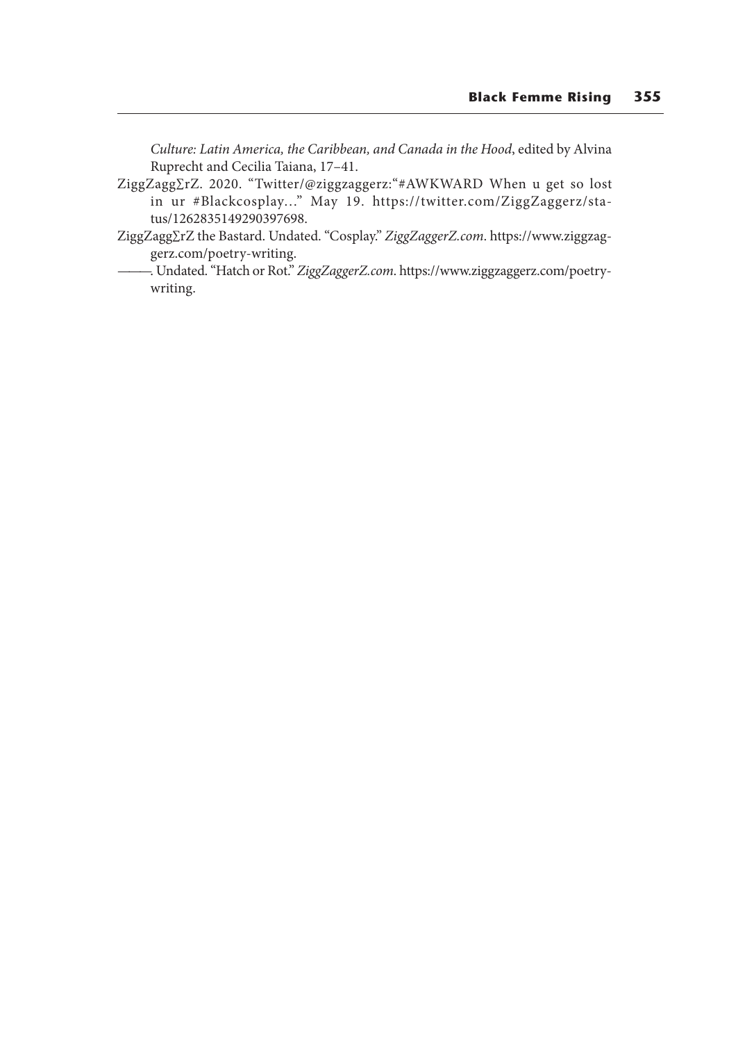*Culture: Latin America, the Caribbean, and Canada in the Hood*, edited by Alvina Ruprecht and Cecilia Taiana, 17–41.

ZiggZagg∑rZ. 2020. "Twitter/@ziggzaggerz:"#AWKWARD When u get so lost in ur #Blackcosplay…" May 19. https://twitter.com/ZiggZaggerz/status/1262835149290397698.

ZiggZagg∑rZ the Bastard. Undated. "Cosplay." *ZiggZaggerZ.com*. https://www.ziggzaggerz.com/poetry-writing.

———. Undated. "Hatch or Rot." *ZiggZaggerZ.com*. https://www.ziggzaggerz.com/poetry-writing.